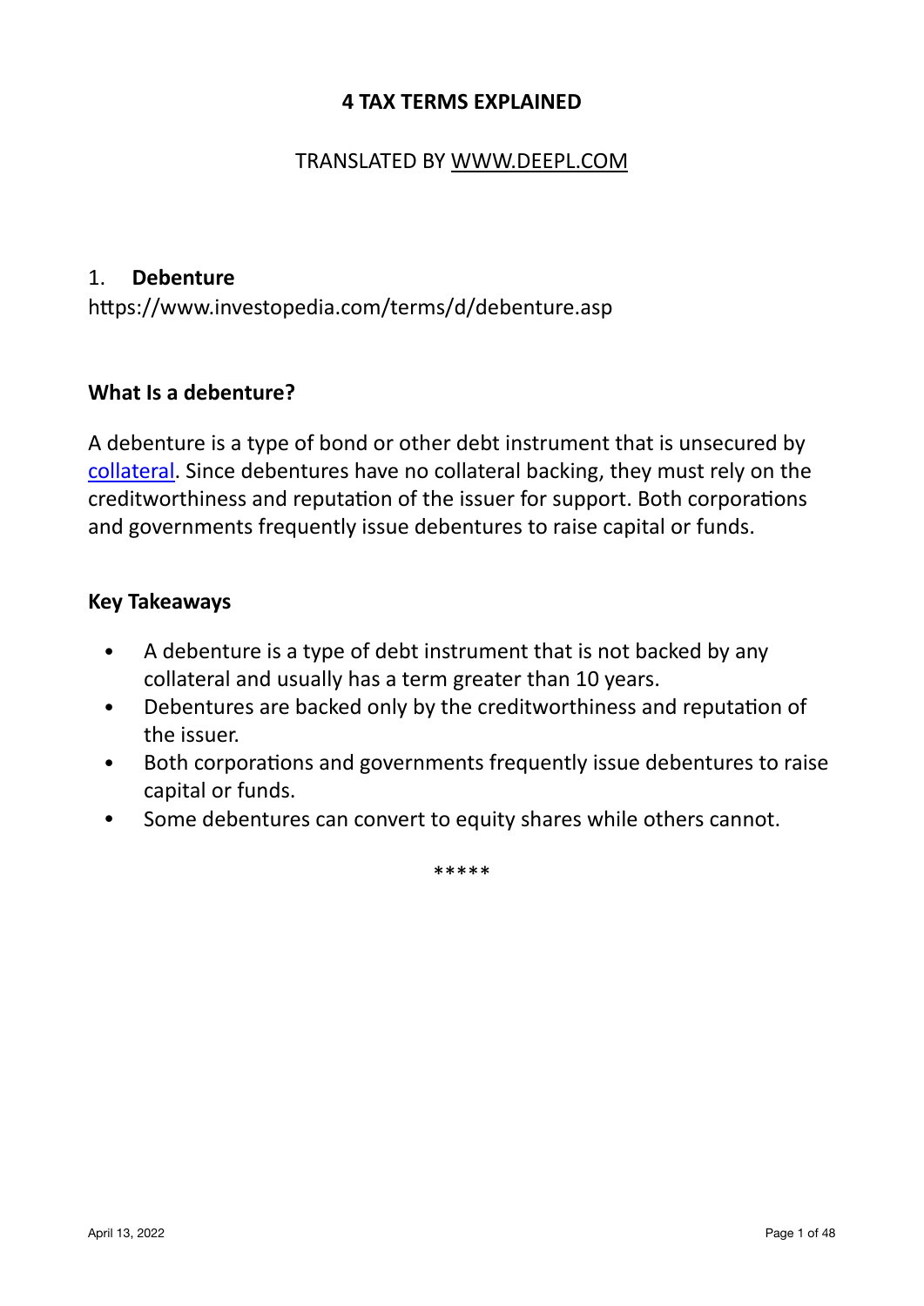# 4 TAX TERMS EXPLAINED

TRANSLATED BY [WWW.DEEPL.COM](http://www.deepl.com)

## 1. **Debenture**

https://www.investopedia.com/terms/d/debenture.asp

### What Is a debenture?

A debenture is a type of bond or other debt instrument that is unsecured by [collateral](#). Since debentures have no collateral backing, they must rely on the creditworthiness and reputation of the issuer for support. Both corporations and governments frequently issue debentures to raise capital or funds.

### Key Takeaways

- A debenture is a type of debt instrument that is not backed by any collateral and usually has a term greater than 10 years.
- Debentures are backed only by the creditworthiness and reputation of the issuer.
- Both corporations and governments frequently issue debentures to raise capital or funds.
- Some debentures can convert to equity shares while others cannot.

*****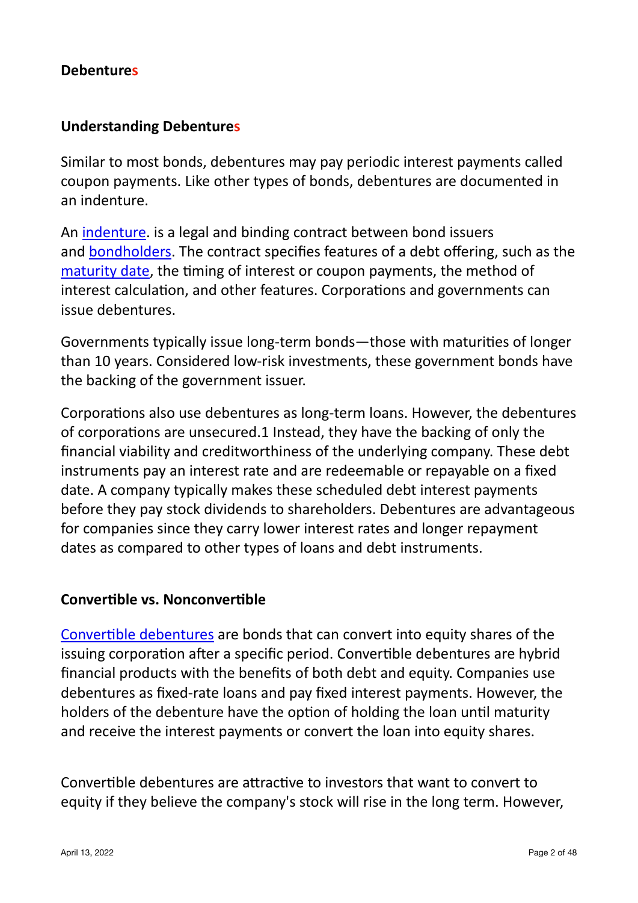**Debentures**

**Understanding Debentures**

Similar to most bonds, debentures may pay periodic interest payments called coupon payments. Like other types of bonds, debentures are documented in an indenture.

An indenture. is a legal and binding contract between bond issuers and bondholders. The contract specifies features of a debt offering, such as the maturity date, the timing of interest or coupon payments, the method of interest calculation, and other features. Corporations and governments can issue debentures.

Governments typically issue long-term bonds—those with maturities of longer than 10 years. Considered low-risk investments, these government bonds have the backing of the government issuer.

Corporations also use debentures as long-term loans. However, the debentures of corporations are unsecured.1 Instead, they have the backing of only the financial viability and creditworthiness of the underlying company. These debt instruments pay an interest rate and are redeemable or repayable on a fixed date. A company typically makes these scheduled debt interest payments before they pay stock dividends to shareholders. Debentures are advantageous for companies since they carry lower interest rates and longer repayment dates as compared to other types of loans and debt instruments.

**Convertible vs. Nonconvertible**

Convertible debentures are bonds that can convert into equity shares of the issuing corporation after a specific period. Convertible debentures are hybrid financial products with the benefits of both debt and equity. Companies use debentures as fixed-rate loans and pay fixed interest payments. However, the holders of the debenture have the option of holding the loan until maturity and receive the interest payments or convert the loan into equity shares.

Convertible debentures are attractive to investors that want to convert to equity if they believe the company's stock will rise in the long term. However,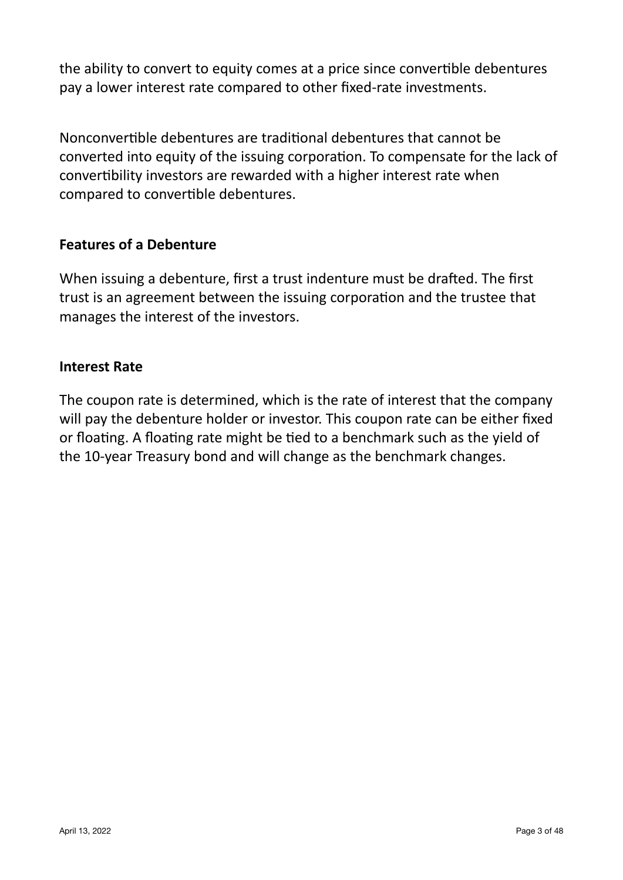the ability to convert to equity comes at a price since convertible debentures pay a lower interest rate compared to other fixed-rate investments.

Nonconvertible debentures are traditional debentures that cannot be converted into equity of the issuing corporation. To compensate for the lack of convertibility investors are rewarded with a higher interest rate when compared to convertible debentures.

**Features of a Debenture**

When issuing a debenture, first a trust indenture must be drafted. The first trust is an agreement between the issuing corporation and the trustee that manages the interest of the investors.

**Interest Rate**

The coupon rate is determined, which is the rate of interest that the company will pay the debenture holder or investor. This coupon rate can be either fixed or floating. A floating rate might be tied to a benchmark such as the yield of the 10-year Treasury bond and will change as the benchmark changes.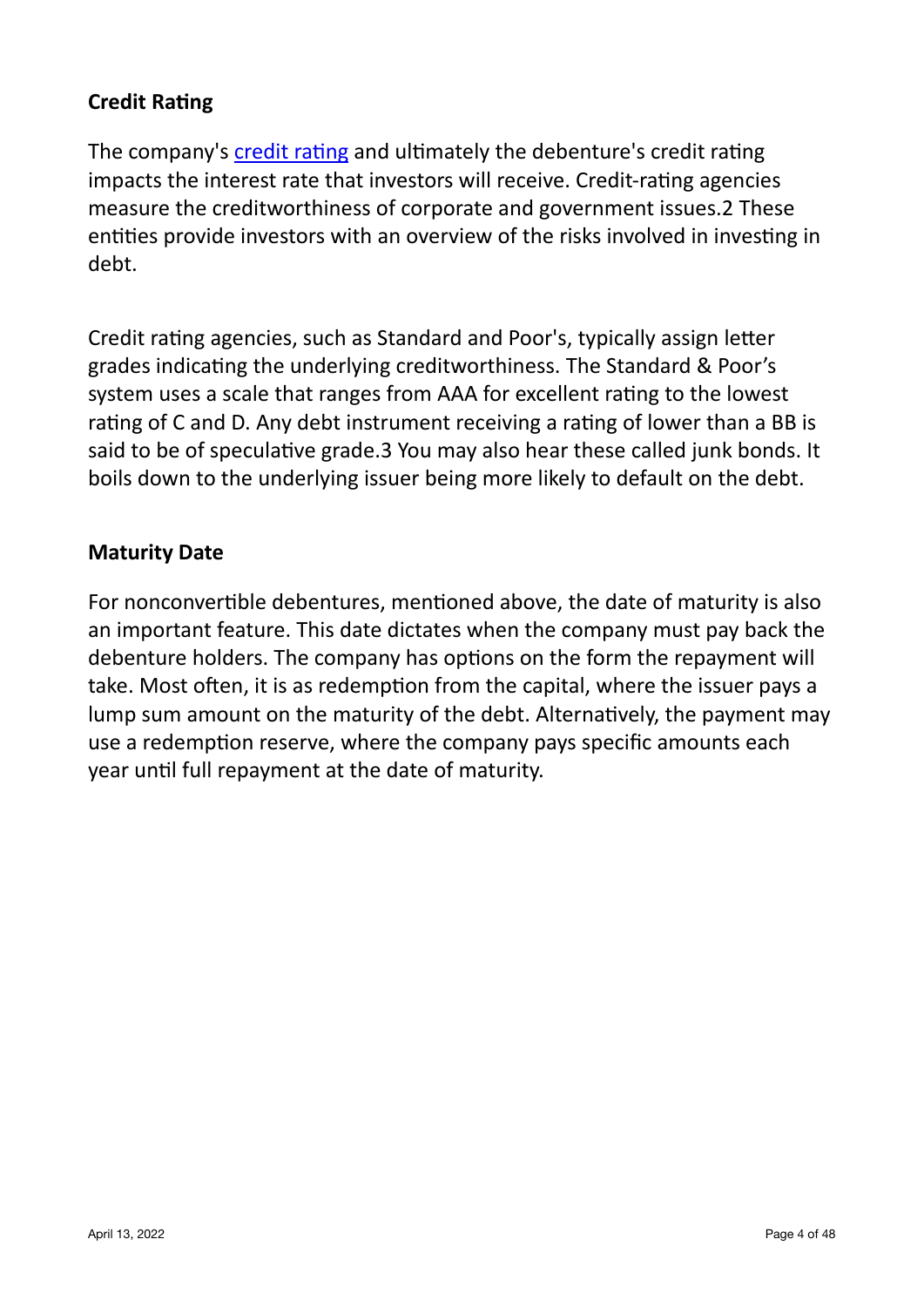### Credit Rating

The company's [credit rating](credit rating) and ultimately the debenture's credit rating impacts the interest rate that investors will receive. Credit-rating agencies measure the creditworthiness of corporate and government issues.2 These entities provide investors with an overview of the risks involved in investing in debt.

Credit rating agencies, such as Standard and Poor's, typically assign letter grades indicating the underlying creditworthiness. The Standard & Poor's system uses a scale that ranges from AAA for excellent rating to the lowest rating of C and D. Any debt instrument receiving a rating of lower than a BB is said to be of speculative grade.3 You may also hear these called junk bonds. It boils down to the underlying issuer being more likely to default on the debt.

### Maturity Date

For nonconvertible debentures, mentioned above, the date of maturity is also an important feature. This date dictates when the company must pay back the debenture holders. The company has options on the form the repayment will take. Most often, it is as redemption from the capital, where the issuer pays a lump sum amount on the maturity of the debt. Alternatively, the payment may use a redemption reserve, where the company pays specific amounts each year until full repayment at the date of maturity.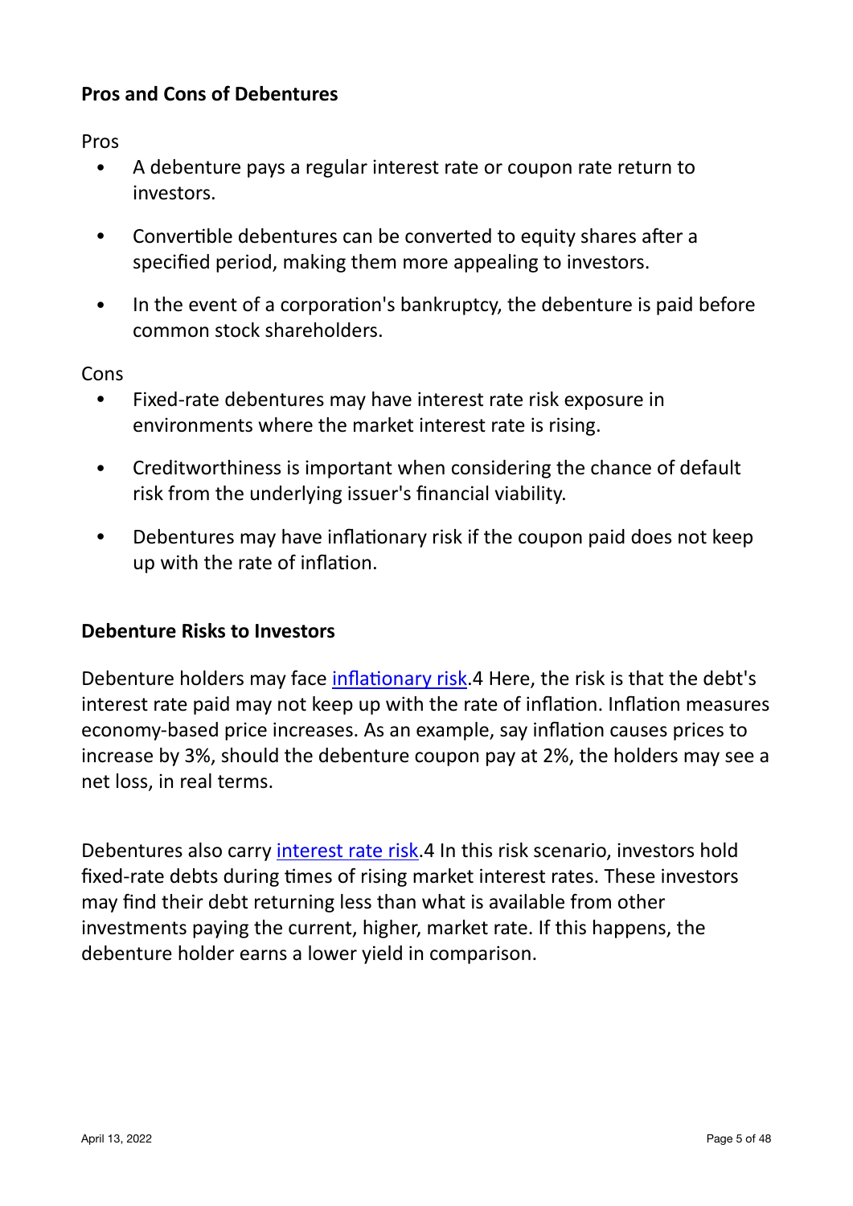**Pros and Cons of Debentures**

Pros

- A debenture pays a regular interest rate or coupon rate return to investors.
- Convertible debentures can be converted to equity shares after a specified period, making them more appealing to investors.
- In the event of a corporation's bankruptcy, the debenture is paid before common stock shareholders.

Cons

- Fixed-rate debentures may have interest rate risk exposure in environments where the market interest rate is rising.
- Creditworthiness is important when considering the chance of default risk from the underlying issuer's financial viability.
- Debentures may have inflationary risk if the coupon paid does not keep up with the rate of inflation.

**Debenture Risks to Investors**

Debenture holders may face inflationary risk.4 Here, the risk is that the debt's interest rate paid may not keep up with the rate of inflation. Inflation measures economy-based price increases. As an example, say inflation causes prices to increase by 3%, should the debenture coupon pay at 2%, the holders may see a net loss, in real terms.

Debentures also carry interest rate risk.4 In this risk scenario, investors hold fixed-rate debts during times of rising market interest rates. These investors may find their debt returning less than what is available from other investments paying the current, higher, market rate. If this happens, the debenture holder earns a lower yield in comparison.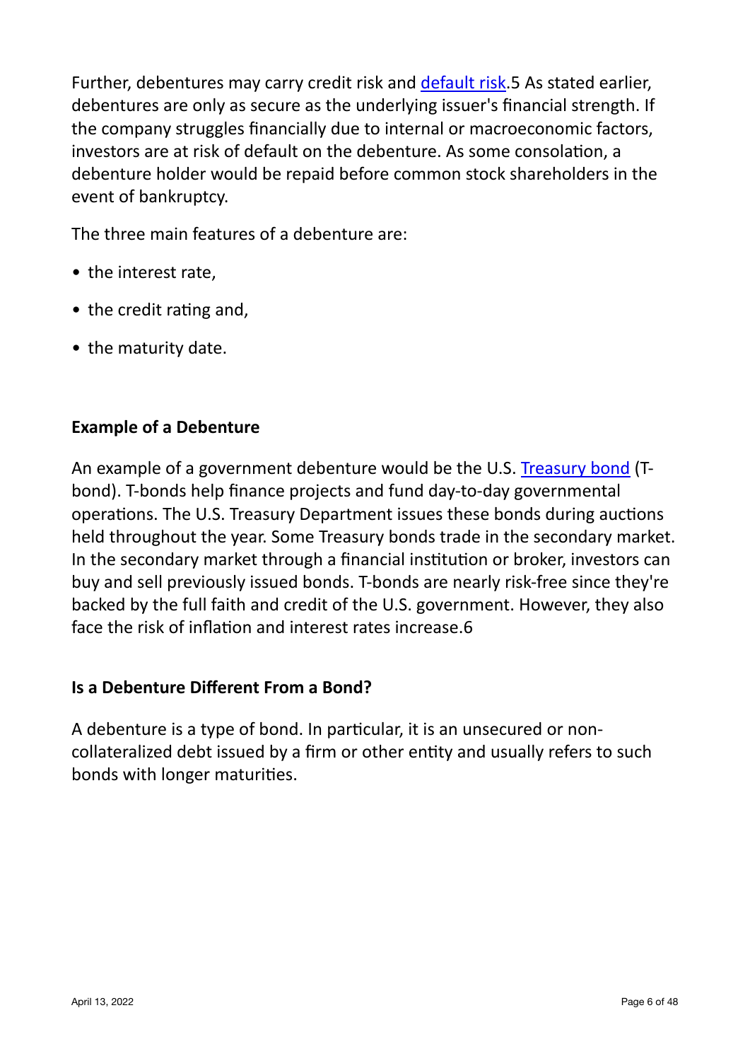Further, debentures may carry credit risk and default risk.[5] As stated earlier, debentures are only as secure as the underlying issuer's financial strength. If the company struggles financially due to internal or macroeconomic factors, investors are at risk of default on the debenture. As some consolation, a debenture holder would be repaid before common stock shareholders in the event of bankruptcy.

The three main features of a debenture are:

- the interest rate,
- the credit rating and,
- the maturity date.

**Example of a Debenture**

An example of a government debenture would be the U.S. Treasury bond (T-bond). T-bonds help finance projects and fund day-to-day governmental operations. The U.S. Treasury Department issues these bonds during auctions held throughout the year. Some Treasury bonds trade in the secondary market. In the secondary market through a financial institution or broker, investors can buy and sell previously issued bonds. T-bonds are nearly risk-free since they're backed by the full faith and credit of the U.S. government. However, they also face the risk of inflation and interest rates increase.[6]

**Is a Debenture Different From a Bond?**

A debenture is a type of bond. In particular, it is an unsecured or non-collateralized debt issued by a firm or other entity and usually refers to such bonds with longer maturities.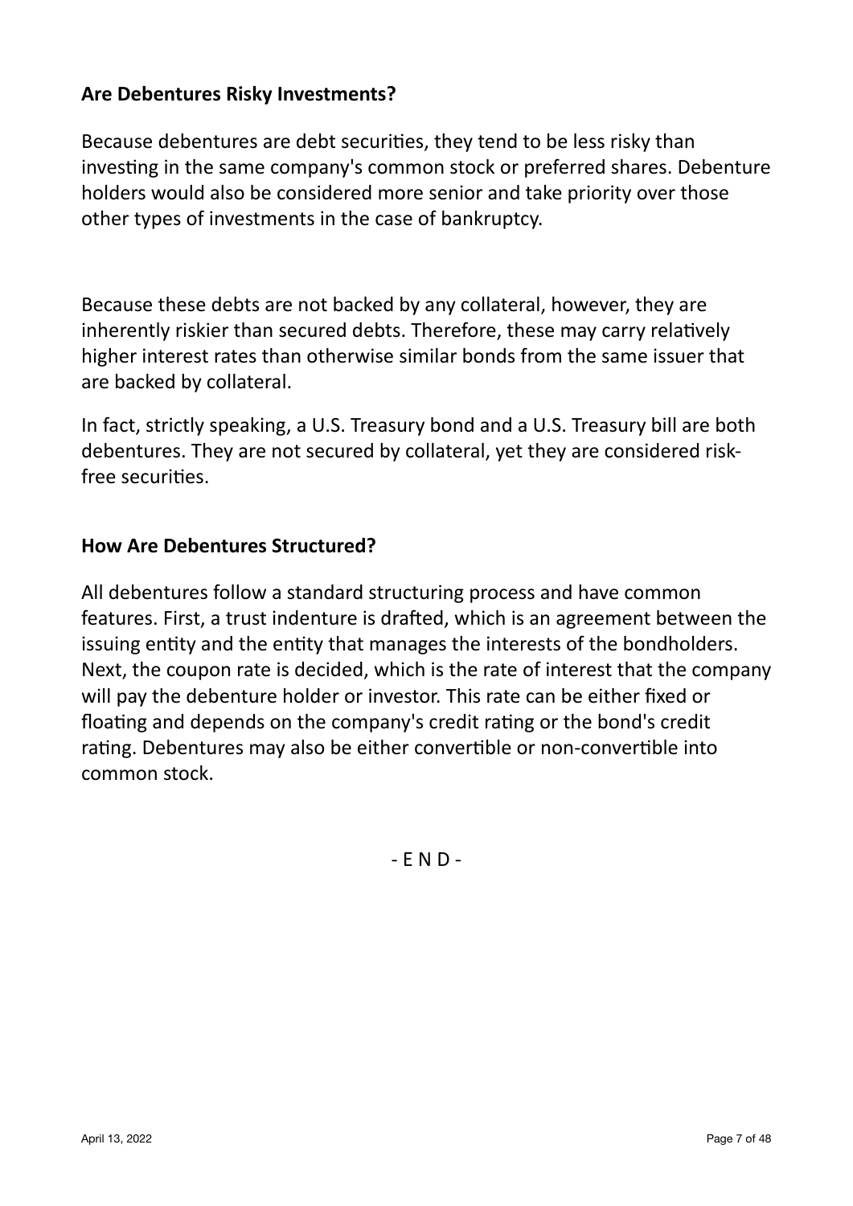## Are Debentures Risky Investments?

Because debentures are debt securities, they tend to be less risky than investing in the same company's common stock or preferred shares. Debenture holders would also be considered more senior and take priority over those other types of investments in the case of bankruptcy.

Because these debts are not backed by any collateral, however, they are inherently riskier than secured debts. Therefore, these may carry relatively higher interest rates than otherwise similar bonds from the same issuer that are backed by collateral.

In fact, strictly speaking, a U.S. Treasury bond and a U.S. Treasury bill are both debentures. They are not secured by collateral, yet they are considered risk-free securities.

## How Are Debentures Structured?

All debentures follow a standard structuring process and have common features. First, a trust indenture is drafted, which is an agreement between the issuing entity and the entity that manages the interests of the bondholders. Next, the coupon rate is decided, which is the rate of interest that the company will pay the debenture holder or investor. This rate can be either fixed or floating and depends on the company's credit rating or the bond's credit rating. Debentures may also be either convertible or non-convertible into common stock.

- E N D -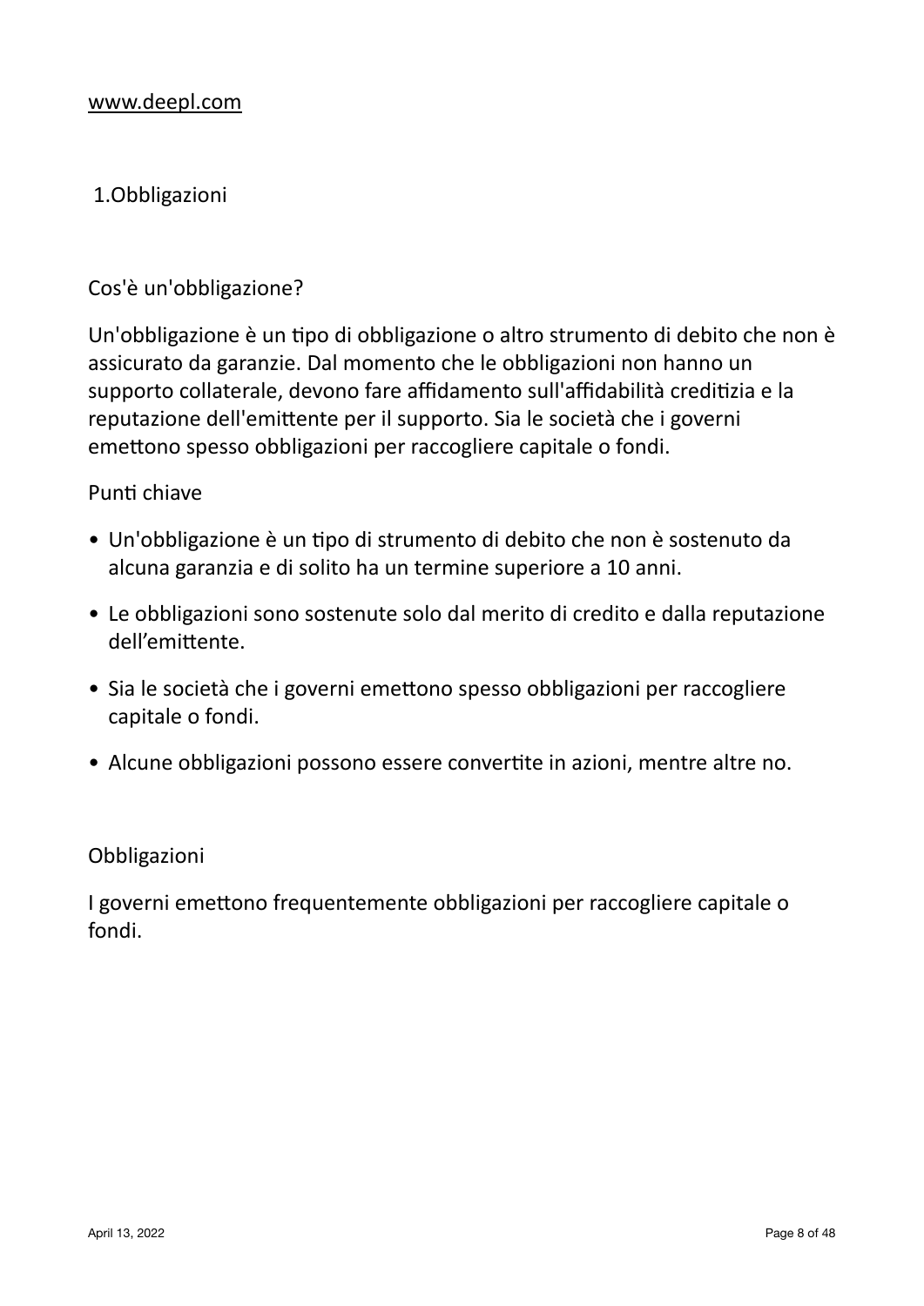www.deepl.com

## 1.Obbligazioni

### Cos'è un'obbligazione?

Un'obbligazione è un tipo di obbligazione o altro strumento di debito che non è assicurato da garanzie. Dal momento che le obbligazioni non hanno un supporto collaterale, devono fare affidamento sull'affidabilità creditizia e la reputazione dell'emittente per il supporto. Sia le società che i governi emettono spesso obbligazioni per raccogliere capitale o fondi.

Punti chiave

- Un'obbligazione è un tipo di strumento di debito che non è sostenuto da alcuna garanzia e di solito ha un termine superiore a 10 anni.
- Le obbligazioni sono sostenute solo dal merito di credito e dalla reputazione dell'emittente.
- Sia le società che i governi emettono spesso obbligazioni per raccogliere capitale o fondi.
- Alcune obbligazioni possono essere convertite in azioni, mentre altre no.

### Obbligazioni

I governi emettono frequentemente obbligazioni per raccogliere capitale o fondi.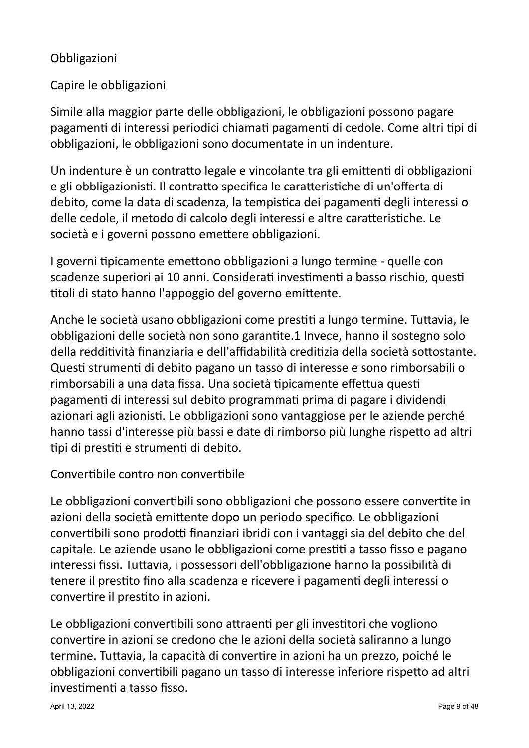# Obbligazioni

## Capire le obbligazioni

Simile alla maggior parte delle obbligazioni, le obbligazioni possono pagare pagamenti di interessi periodici chiamati pagamenti di cedole. Come altri tipi di obbligazioni, le obbligazioni sono documentate in un indenture.

Un indenture è un contratto legale e vincolante tra gli emittenti di obbligazioni e gli obbligazionisti. Il contratto specifica le caratteristiche di un'offerta di debito, come la data di scadenza, la tempistica dei pagamenti degli interessi o delle cedole, il metodo di calcolo degli interessi e altre caratteristiche. Le società e i governi possono emettere obbligazioni.

I governi tipicamente emettono obbligazioni a lungo termine - quelle con scadenze superiori ai 10 anni. Considerati investimenti a basso rischio, questi titoli di stato hanno l'appoggio del governo emittente.

Anche le società usano obbligazioni come prestiti a lungo termine. Tuttavia, le obbligazioni delle società non sono garantite.1 Invece, hanno il sostegno solo della redditività finanziaria e dell'affidabilità creditizia della società sottostante. Questi strumenti di debito pagano un tasso di interesse e sono rimborsabili o rimborsabili a una data fissa. Una società tipicamente effettua questi pagamenti di interessi sul debito programmati prima di pagare i dividendi azionari agli azionisti. Le obbligazioni sono vantaggiose per le aziende perché hanno tassi d'interesse più bassi e date di rimborso più lunghe rispetto ad altri tipi di prestiti e strumenti di debito.

## Convertibile contro non convertibile

Le obbligazioni convertibili sono obbligazioni che possono essere convertite in azioni della società emittente dopo un periodo specifico. Le obbligazioni convertibili sono prodotti finanziari ibridi con i vantaggi sia del debito che del capitale. Le aziende usano le obbligazioni come prestiti a tasso fisso e pagano interessi fissi. Tuttavia, i possessori dell'obbligazione hanno la possibilità di tenere il prestito fino alla scadenza e ricevere i pagamenti degli interessi o convertire il prestito in azioni.

Le obbligazioni convertibili sono attraenti per gli investitori che vogliono convertire in azioni se credono che le azioni della società saliranno a lungo termine. Tuttavia, la capacità di convertire in azioni ha un prezzo, poiché le obbligazioni convertibili pagano un tasso di interesse inferiore rispetto ad altri investimenti a tasso fisso.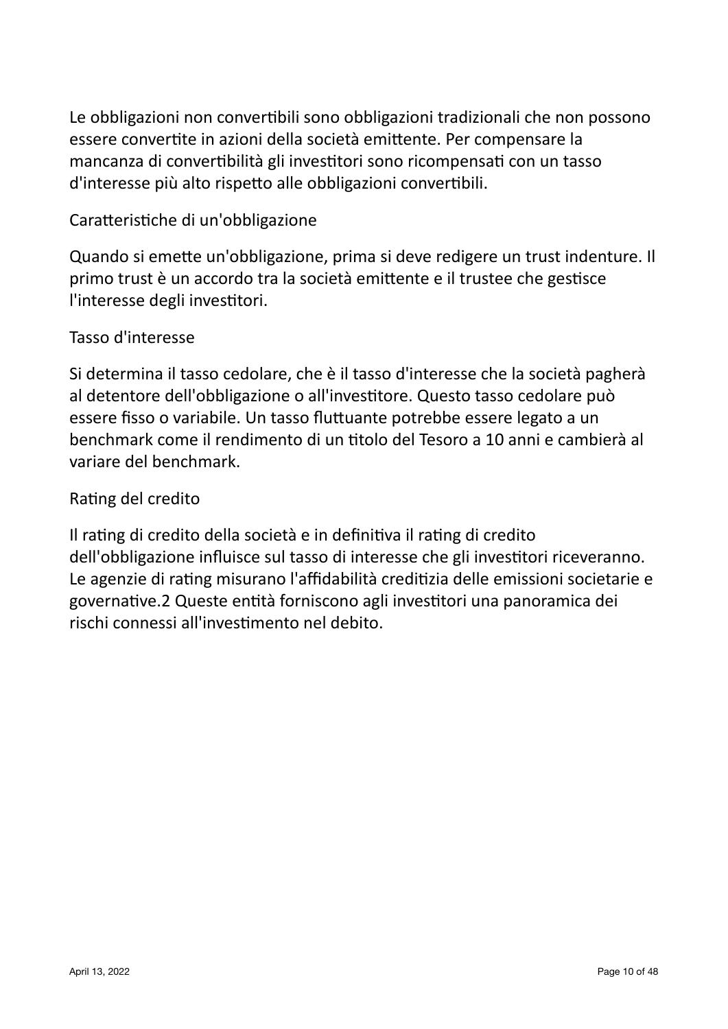Le obbligazioni non convertibili sono obbligazioni tradizionali che non possono essere convertite in azioni della società emittente. Per compensare la mancanza di convertibilità gli investitori sono ricompensati con un tasso d'interesse più alto rispetto alle obbligazioni convertibili.

## Caratteristiche di un'obbligazione

Quando si emette un'obbligazione, prima si deve redigere un trust indenture. Il primo trust è un accordo tra la società emittente e il trustee che gestisce l'interesse degli investitori.

### Tasso d'interesse

Si determina il tasso cedolare, che è il tasso d'interesse che la società pagherà al detentore dell'obbligazione o all'investitore. Questo tasso cedolare può essere fisso o variabile. Un tasso fluttuante potrebbe essere legato a un benchmark come il rendimento di un titolo del Tesoro a 10 anni e cambierà al variare del benchmark.

### Rating del credito

Il rating di credito della società e in definitiva il rating di credito dell'obbligazione influisce sul tasso di interesse che gli investitori riceveranno. Le agenzie di rating misurano l'affidabilità creditizia delle emissioni societarie e governative.2 Queste entità forniscono agli investitori una panoramica dei rischi connessi all'investimento nel debito.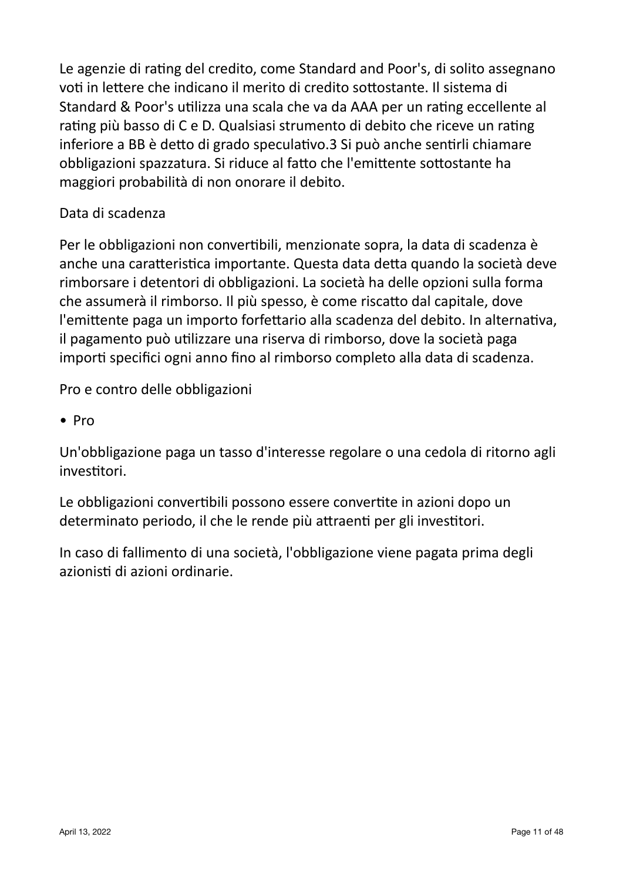Le agenzie di rating del credito, come Standard and Poor's, di solito assegnano voti in lettere che indicano il merito di credito sottostante. Il sistema di Standard & Poor's utilizza una scala che va da AAA per un rating eccellente al rating più basso di C e D. Qualsiasi strumento di debito che riceve un rating inferiore a BB è detto di grado speculativo.3 Si può anche sentirli chiamare obbligazioni spazzatura. Si riduce al fatto che l'emittente sottostante ha maggiori probabilità di non onorare il debito.

## Data di scadenza

Per le obbligazioni non convertibili, menzionate sopra, la data di scadenza è anche una caratteristica importante. Questa data detta quando la società deve rimborsare i detentori di obbligazioni. La società ha delle opzioni sulla forma che assumerà il rimborso. Il più spesso, è come riscatto dal capitale, dove l'emittente paga un importo forfettario alla scadenza del debito. In alternativa, il pagamento può utilizzare una riserva di rimborso, dove la società paga importi specifici ogni anno fino al rimborso completo alla data di scadenza.

## Pro e contro delle obbligazioni

- Pro

Un'obbligazione paga un tasso d'interesse regolare o una cedola di ritorno agli investitori.

Le obbligazioni convertibili possono essere convertite in azioni dopo un determinato periodo, il che le rende più attraenti per gli investitori.

In caso di fallimento di una società, l'obbligazione viene pagata prima degli azionisti di azioni ordinarie.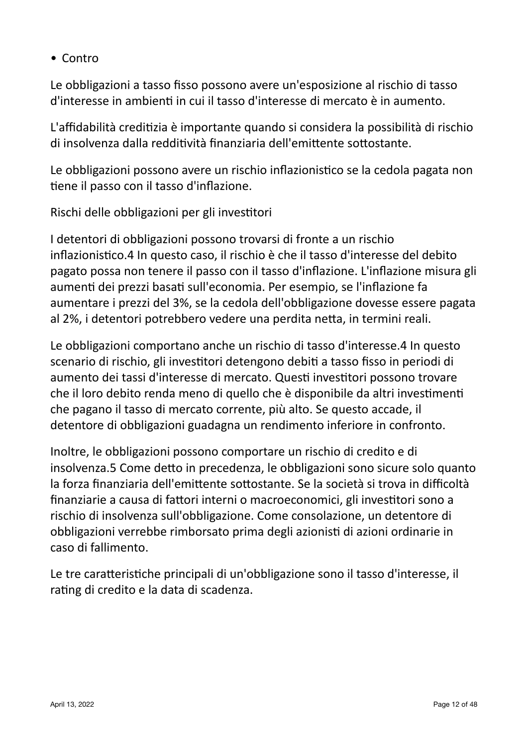- Contro

Le obbligazioni a tasso fisso possono avere un'esposizione al rischio di tasso d'interesse in ambienti in cui il tasso d'interesse di mercato è in aumento.

L'affidabilità creditizia è importante quando si considera la possibilità di rischio di insolvenza dalla redditività finanziaria dell'emittente sottostante.

Le obbligazioni possono avere un rischio inflazionistico se la cedola pagata non tiene il passo con il tasso d'inflazione.

Rischi delle obbligazioni per gli investitori

I detentori di obbligazioni possono trovarsi di fronte a un rischio inflazionistico.4 In questo caso, il rischio è che il tasso d'interesse del debito pagato possa non tenere il passo con il tasso d'inflazione. L'inflazione misura gli aumenti dei prezzi basati sull'economia. Per esempio, se l'inflazione fa aumentare i prezzi del 3%, se la cedola dell'obbligazione dovesse essere pagata al 2%, i detentori potrebbero vedere una perdita netta, in termini reali.

Le obbligazioni comportano anche un rischio di tasso d'interesse.4 In questo scenario di rischio, gli investitori detengono debiti a tasso fisso in periodi di aumento dei tassi d'interesse di mercato. Questi investitori possono trovare che il loro debito renda meno di quello che è disponibile da altri investimenti che pagano il tasso di mercato corrente, più alto. Se questo accade, il detentore di obbligazioni guadagna un rendimento inferiore in confronto.

Inoltre, le obbligazioni possono comportare un rischio di credito e di insolvenza.5 Come detto in precedenza, le obbligazioni sono sicure solo quanto la forza finanziaria dell'emittente sottostante. Se la società si trova in difficoltà finanziarie a causa di fattori interni o macroeconomici, gli investitori sono a rischio di insolvenza sull'obbligazione. Come consolazione, un detentore di obbligazioni verrebbe rimborsato prima degli azionisti di azioni ordinarie in caso di fallimento.

Le tre caratteristiche principali di un'obbligazione sono il tasso d'interesse, il rating di credito e la data di scadenza.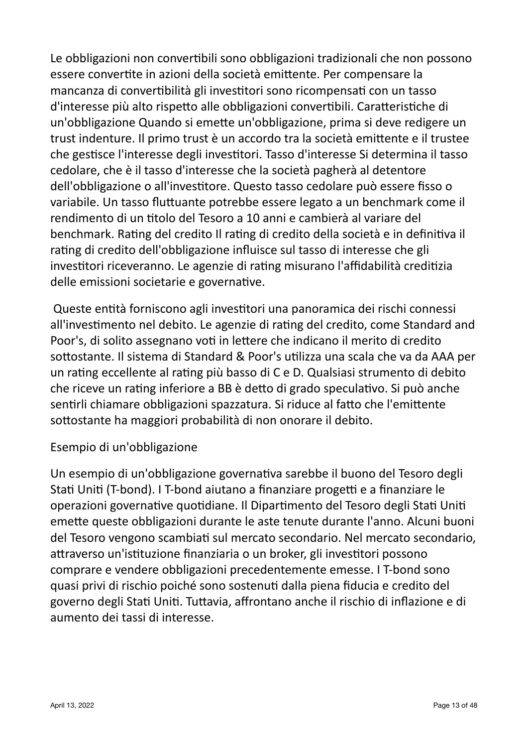Le obbligazioni non convertibili sono obbligazioni tradizionali che non possono essere convertite in azioni della società emittente. Per compensare la mancanza di convertibilità gli investitori sono ricompensati con un tasso d'interesse più alto rispetto alle obbligazioni convertibili. Caratteristiche di un'obbligazione Quando si emette un'obbligazione, prima si deve redigere un trust indenture. Il primo trust è un accordo tra la società emittente e il trustee che gestisce l'interesse degli investitori. Tasso d'interesse Si determina il tasso cedolare, che è il tasso d'interesse che la società pagherà al detentore dell'obbligazione o all'investitore. Questo tasso cedolare può essere fisso o variabile. Un tasso fluttuante potrebbe essere legato a un benchmark come il rendimento di un titolo del Tesoro a 10 anni e cambierà al variare del benchmark. Rating del credito Il rating di credito della società e in definitiva il rating di credito dell'obbligazione influisce sul tasso di interesse che gli investitori riceveranno. Le agenzie di rating misurano l'affidabilità creditizia delle emissioni societarie e governative.

Queste entità forniscono agli investitori una panoramica dei rischi connessi all'investimento nel debito. Le agenzie di rating del credito, come Standard and Poor's, di solito assegnano voti in lettere che indicano il merito di credito sottostante. Il sistema di Standard & Poor's utilizza una scala che va da AAA per un rating eccellente al rating più basso di C e D. Qualsiasi strumento di debito che riceve un rating inferiore a BB è detto di grado speculativo. Si può anche sentirli chiamare obbligazioni spazzatura. Si riduce al fatto che l'emittente sottostante ha maggiori probabilità di non onorare il debito.

Esempio di un'obbligazione

Un esempio di un'obbligazione governativa sarebbe il buono del Tesoro degli Stati Uniti (T-bond). I T-bond aiutano a finanziare progetti e a finanziare le operazioni governative quotidiane. Il Dipartimento del Tesoro degli Stati Uniti emette queste obbligazioni durante le aste tenute durante l'anno. Alcuni buoni del Tesoro vengono scambiati sul mercato secondario. Nel mercato secondario, attraverso un'istituzione finanziaria o un broker, gli investitori possono comprare e vendere obbligazioni precedentemente emesse. I T-bond sono quasi privi di rischio poiché sono sostenuti dalla piena fiducia e credito del governo degli Stati Uniti. Tuttavia, affrontano anche il rischio di inflazione e di aumento dei tassi di interesse.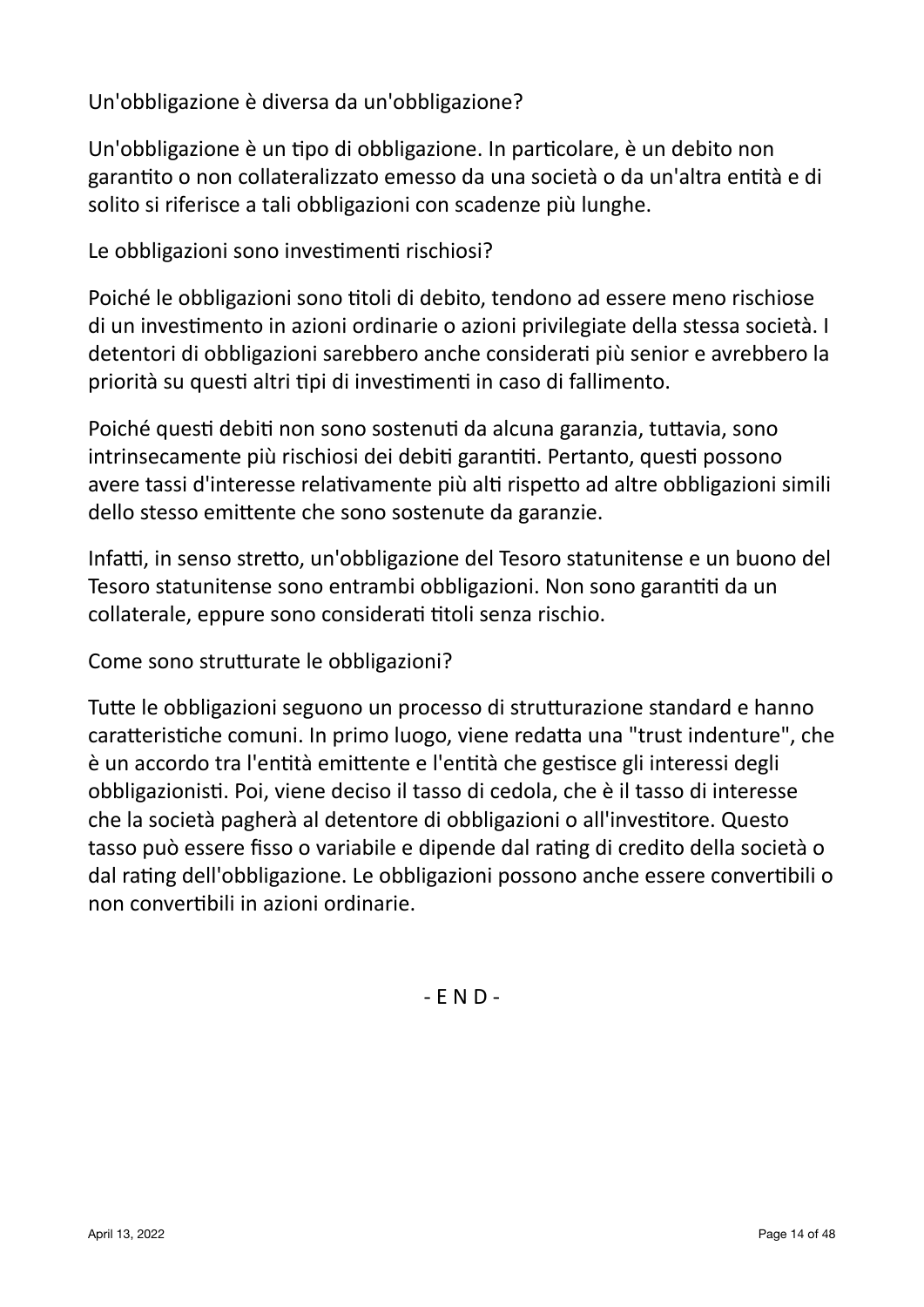Un'obbligazione è diversa da un'obbligazione?

Un'obbligazione è un tipo di obbligazione. In particolare, è un debito non garantito o non collateralizzato emesso da una società o da un'altra entità e di solito si riferisce a tali obbligazioni con scadenze più lunghe.

Le obbligazioni sono investimenti rischiosi?

Poiché le obbligazioni sono titoli di debito, tendono ad essere meno rischiose di un investimento in azioni ordinarie o azioni privilegiate della stessa società. I detentori di obbligazioni sarebbero anche considerati più senior e avrebbero la priorità su questi altri tipi di investimenti in caso di fallimento.

Poiché questi debiti non sono sostenuti da alcuna garanzia, tuttavia, sono intrinsecamente più rischiosi dei debiti garantiti. Pertanto, questi possono avere tassi d'interesse relativamente più alti rispetto ad altre obbligazioni simili dello stesso emittente che sono sostenute da garanzie.

Infatti, in senso stretto, un'obbligazione del Tesoro statunitense e un buono del Tesoro statunitense sono entrambi obbligazioni. Non sono garantiti da un collaterale, eppure sono considerati titoli senza rischio.

Come sono strutturate le obbligazioni?

Tutte le obbligazioni seguono un processo di strutturazione standard e hanno caratteristiche comuni. In primo luogo, viene redatta una "trust indenture", che è un accordo tra l'entità emittente e l'entità che gestisce gli interessi degli obbligazionisti. Poi, viene deciso il tasso di cedola, che è il tasso di interesse che la società pagherà al detentore di obbligazioni o all'investitore. Questo tasso può essere fisso o variabile e dipende dal rating di credito della società o dal rating dell'obbligazione. Le obbligazioni possono anche essere convertibili o non convertibili in azioni ordinarie.

- E N D -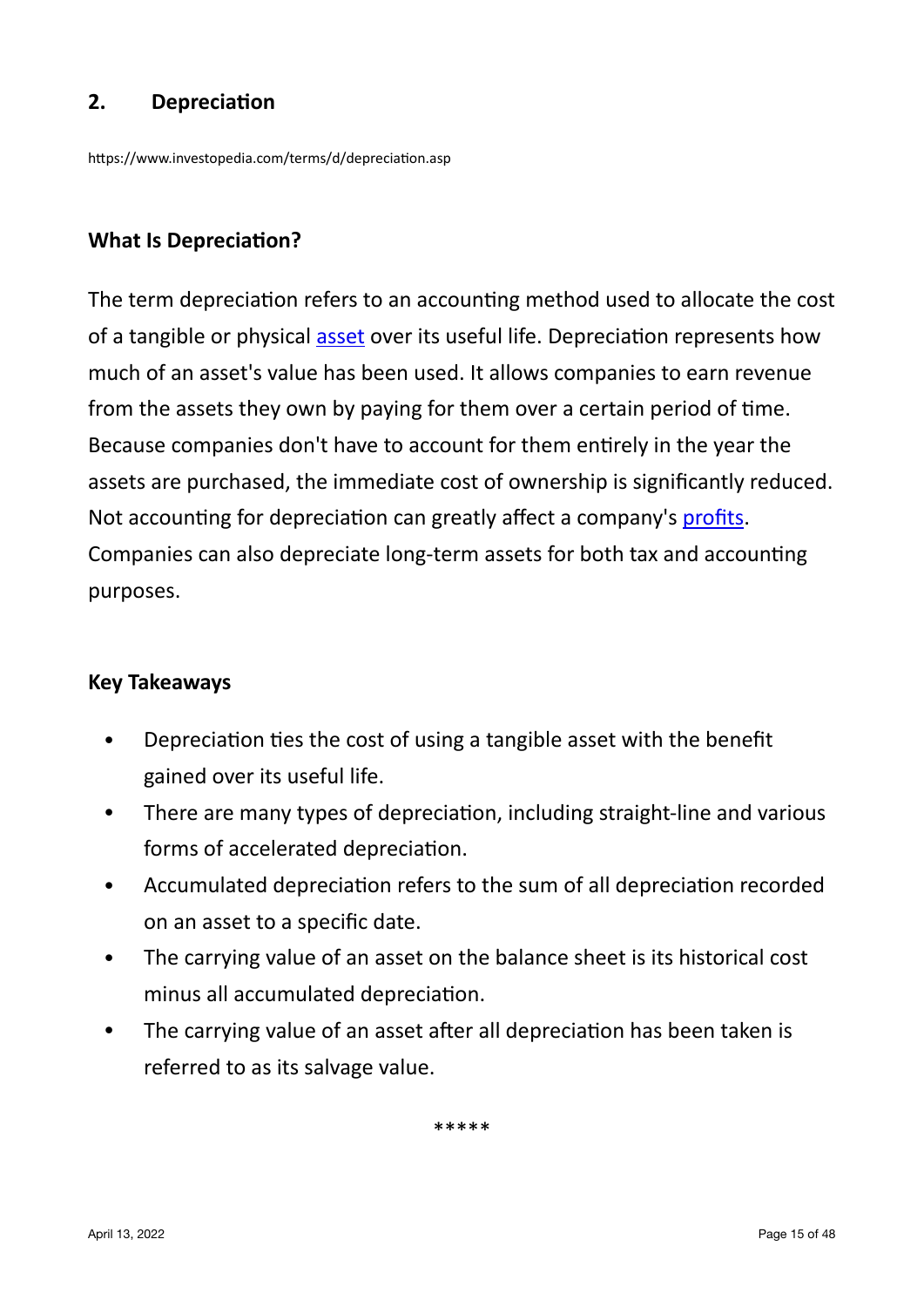## 2. Depreciation

https://www.investopedia.com/terms/d/depreciation.asp

### What Is Depreciation?

The term depreciation refers to an accounting method used to allocate the cost of a tangible or physical asset over its useful life. Depreciation represents how much of an asset's value has been used. It allows companies to earn revenue from the assets they own by paying for them over a certain period of time. Because companies don't have to account for them entirely in the year the assets are purchased, the immediate cost of ownership is significantly reduced. Not accounting for depreciation can greatly affect a company's profits. Companies can also depreciate long-term assets for both tax and accounting purposes.

### Key Takeaways

- Depreciation ties the cost of using a tangible asset with the benefit gained over its useful life.
- There are many types of depreciation, including straight-line and various forms of accelerated depreciation.
- Accumulated depreciation refers to the sum of all depreciation recorded on an asset to a specific date.
- The carrying value of an asset on the balance sheet is its historical cost minus all accumulated depreciation.
- The carrying value of an asset after all depreciation has been taken is referred to as its salvage value.

*****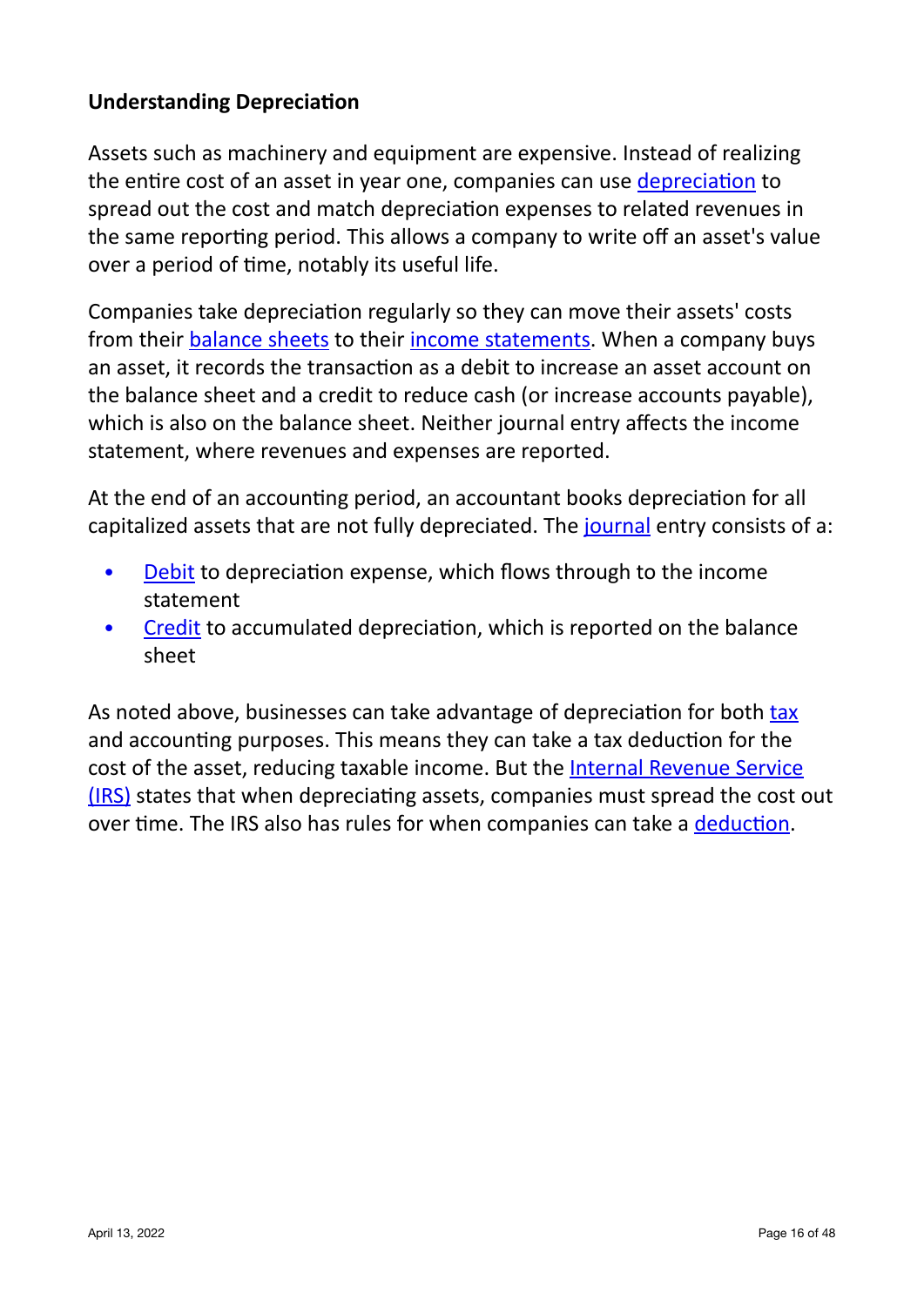**Understanding Depreciation**

Assets such as machinery and equipment are expensive. Instead of realizing the entire cost of an asset in year one, companies can use depreciation to spread out the cost and match depreciation expenses to related revenues in the same reporting period. This allows a company to write off an asset's value over a period of time, notably its useful life.

Companies take depreciation regularly so they can move their assets' costs from their balance sheets to their income statements. When a company buys an asset, it records the transaction as a debit to increase an asset account on the balance sheet and a credit to reduce cash (or increase accounts payable), which is also on the balance sheet. Neither journal entry affects the income statement, where revenues and expenses are reported.

At the end of an accounting period, an accountant books depreciation for all capitalized assets that are not fully depreciated. The journal entry consists of a:

- Debit to depreciation expense, which flows through to the income statement
- Credit to accumulated depreciation, which is reported on the balance sheet

As noted above, businesses can take advantage of depreciation for both tax and accounting purposes. This means they can take a tax deduction for the cost of the asset, reducing taxable income. But the Internal Revenue Service (IRS) states that when depreciating assets, companies must spread the cost out over time. The IRS also has rules for when companies can take a deduction.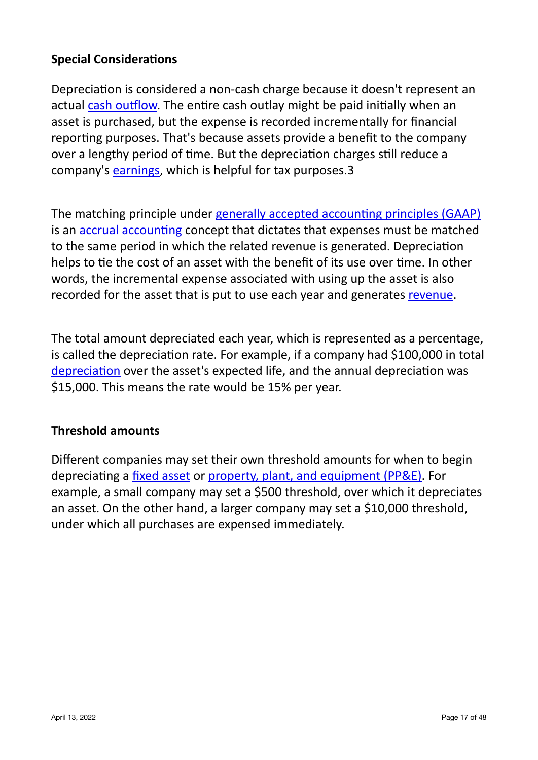## Special Considerations

Depreciation is considered a non-cash charge because it doesn't represent an actual cash outflow. The entire cash outlay might be paid initially when an asset is purchased, but the expense is recorded incrementally for financial reporting purposes. That's because assets provide a benefit to the company over a lengthy period of time. But the depreciation charges still reduce a company's earnings, which is helpful for tax purposes.3

The matching principle under generally accepted accounting principles (GAAP) is an accrual accounting concept that dictates that expenses must be matched to the same period in which the related revenue is generated. Depreciation helps to tie the cost of an asset with the benefit of its use over time. In other words, the incremental expense associated with using up the asset is also recorded for the asset that is put to use each year and generates revenue.

The total amount depreciated each year, which is represented as a percentage, is called the depreciation rate. For example, if a company had $100,000 in total depreciation over the asset's expected life, and the annual depreciation was $15,000. This means the rate would be 15% per year.

## Threshold amounts

Different companies may set their own threshold amounts for when to begin depreciating a fixed asset or property, plant, and equipment (PP&E). For example, a small company may set a $500 threshold, over which it depreciates an asset. On the other hand, a larger company may set a $10,000 threshold, under which all purchases are expensed immediately.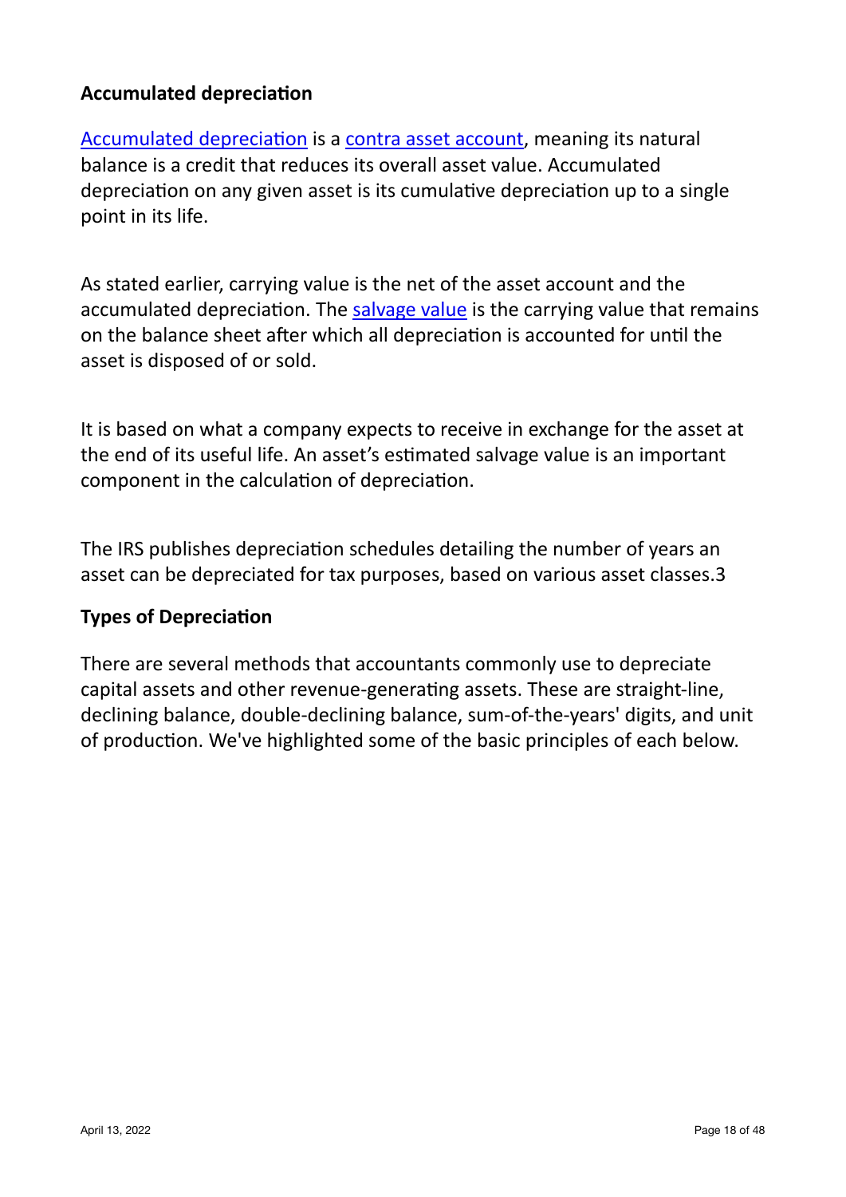**Accumulated depreciation**

Accumulated depreciation is a contra asset account, meaning its natural balance is a credit that reduces its overall asset value. Accumulated depreciation on any given asset is its cumulative depreciation up to a single point in its life.

As stated earlier, carrying value is the net of the asset account and the accumulated depreciation. The salvage value is the carrying value that remains on the balance sheet after which all depreciation is accounted for until the asset is disposed of or sold.

It is based on what a company expects to receive in exchange for the asset at the end of its useful life. An asset's estimated salvage value is an important component in the calculation of depreciation.

The IRS publishes depreciation schedules detailing the number of years an asset can be depreciated for tax purposes, based on various asset classes.3

**Types of Depreciation**

There are several methods that accountants commonly use to depreciate capital assets and other revenue-generating assets. These are straight-line, declining balance, double-declining balance, sum-of-the-years' digits, and unit of production. We've highlighted some of the basic principles of each below.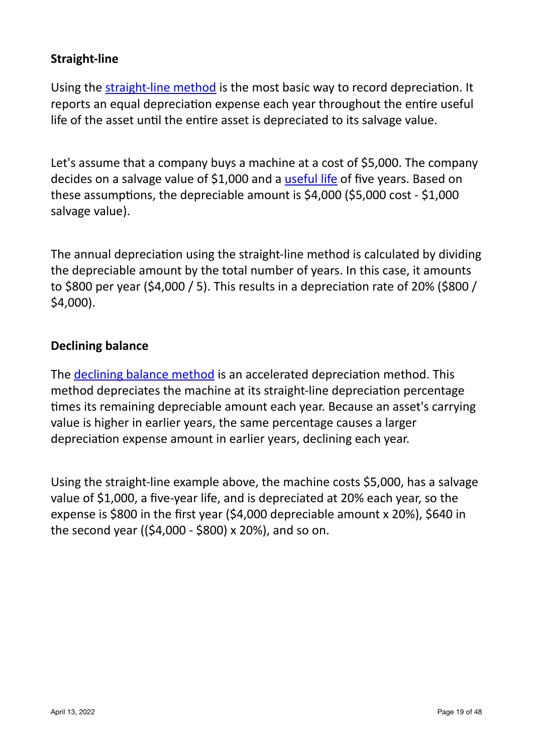**Straight-line**

Using the straight-line method is the most basic way to record depreciation. It reports an equal depreciation expense each year throughout the entire useful life of the asset until the entire asset is depreciated to its salvage value.

Let's assume that a company buys a machine at a cost of $5,000. The company decides on a salvage value of $1,000 and a useful life of five years. Based on these assumptions, the depreciable amount is $4,000 ($5,000 cost - $1,000 salvage value).

The annual depreciation using the straight-line method is calculated by dividing the depreciable amount by the total number of years. In this case, it amounts to $800 per year ($4,000 / 5). This results in a depreciation rate of 20% ($800 / $4,000).

**Declining balance**

The declining balance method is an accelerated depreciation method. This method depreciates the machine at its straight-line depreciation percentage times its remaining depreciable amount each year. Because an asset's carrying value is higher in earlier years, the same percentage causes a larger depreciation expense amount in earlier years, declining each year.

Using the straight-line example above, the machine costs $5,000, has a salvage value of $1,000, a five-year life, and is depreciated at 20% each year, so the expense is $800 in the first year ($4,000 depreciable amount x 20%), $640 in the second year (($4,000 - $800) x 20%), and so on.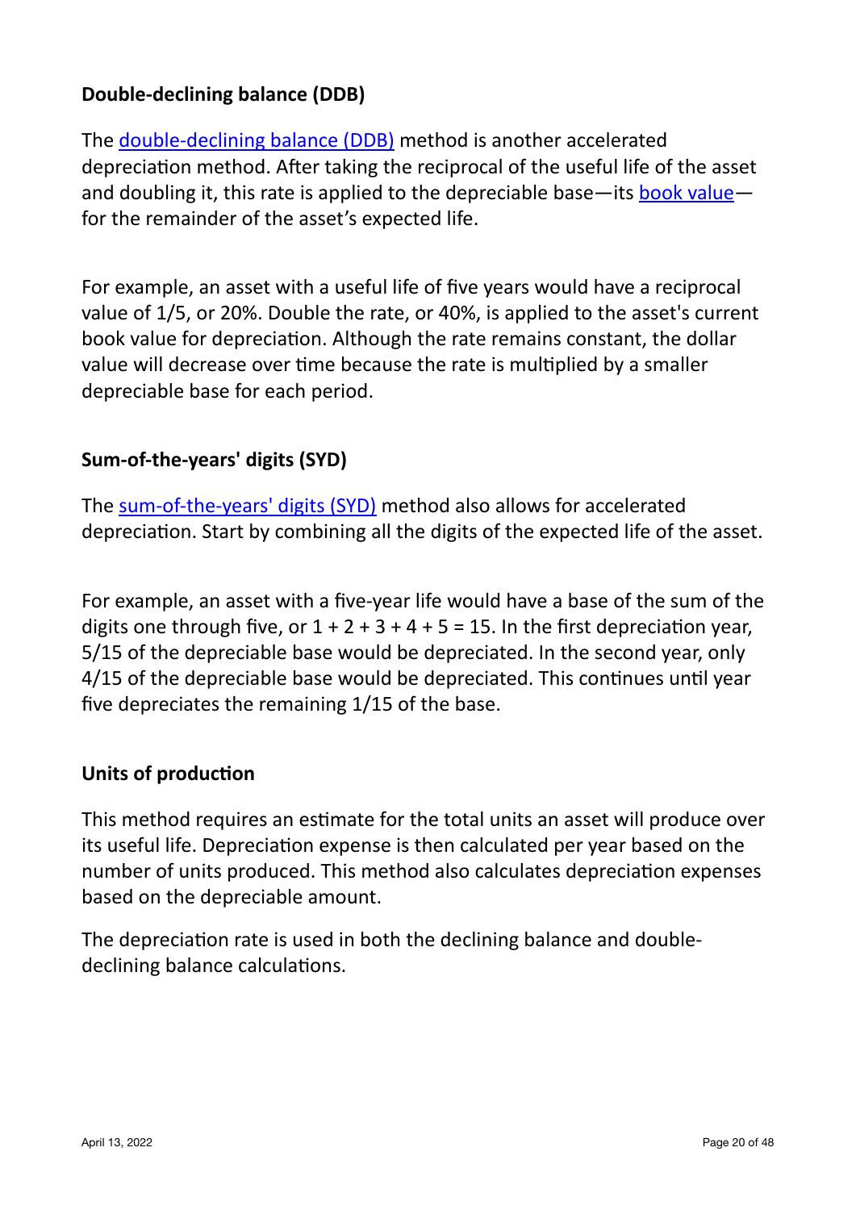### Double-declining balance (DDB)

The double-declining balance (DDB) method is another accelerated depreciation method. After taking the reciprocal of the useful life of the asset and doubling it, this rate is applied to the depreciable base—its book value—for the remainder of the asset's expected life.

For example, an asset with a useful life of five years would have a reciprocal value of 1/5, or 20%. Double the rate, or 40%, is applied to the asset's current book value for depreciation. Although the rate remains constant, the dollar value will decrease over time because the rate is multiplied by a smaller depreciable base for each period.

### Sum-of-the-years' digits (SYD)

The sum-of-the-years' digits (SYD) method also allows for accelerated depreciation. Start by combining all the digits of the expected life of the asset.

For example, an asset with a five-year life would have a base of the sum of the digits one through five, or 1 + 2 + 3 + 4 + 5 = 15. In the first depreciation year, 5/15 of the depreciable base would be depreciated. In the second year, only 4/15 of the depreciable base would be depreciated. This continues until year five depreciates the remaining 1/15 of the base.

### Units of production

This method requires an estimate for the total units an asset will produce over its useful life. Depreciation expense is then calculated per year based on the number of units produced. This method also calculates depreciation expenses based on the depreciable amount.

The depreciation rate is used in both the declining balance and double-declining balance calculations.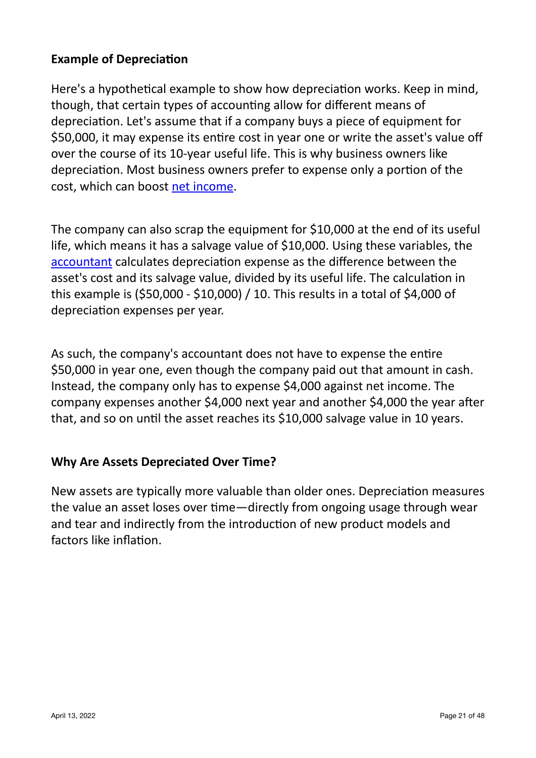## Example of Depreciation

Here's a hypothetical example to show how depreciation works. Keep in mind, though, that certain types of accounting allow for different means of depreciation. Let's assume that if a company buys a piece of equipment for $50,000, it may expense its entire cost in year one or write the asset's value off over the course of its 10-year useful life. This is why business owners like depreciation. Most business owners prefer to expense only a portion of the cost, which can boost net income.

The company can also scrap the equipment for $10,000 at the end of its useful life, which means it has a salvage value of $10,000. Using these variables, the accountant calculates depreciation expense as the difference between the asset's cost and its salvage value, divided by its useful life. The calculation in this example is ($50,000 - $10,000) / 10. This results in a total of $4,000 of depreciation expenses per year.

As such, the company's accountant does not have to expense the entire $50,000 in year one, even though the company paid out that amount in cash. Instead, the company only has to expense $4,000 against net income. The company expenses another $4,000 next year and another $4,000 the year after that, and so on until the asset reaches its $10,000 salvage value in 10 years.

## Why Are Assets Depreciated Over Time?

New assets are typically more valuable than older ones. Depreciation measures the value an asset loses over time—directly from ongoing usage through wear and tear and indirectly from the introduction of new product models and factors like inflation.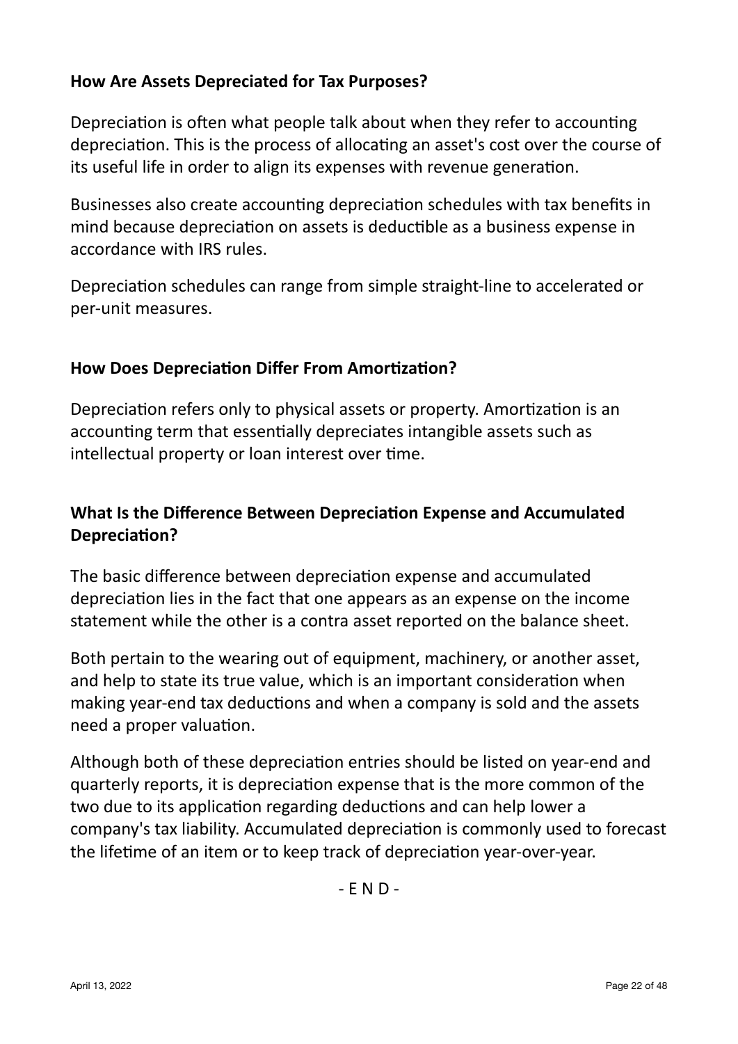**How Are Assets Depreciated for Tax Purposes?**

Depreciation is often what people talk about when they refer to accounting depreciation. This is the process of allocating an asset's cost over the course of its useful life in order to align its expenses with revenue generation.

Businesses also create accounting depreciation schedules with tax benefits in mind because depreciation on assets is deductible as a business expense in accordance with IRS rules.

Depreciation schedules can range from simple straight-line to accelerated or per-unit measures.

**How Does Depreciation Differ From Amortization?**

Depreciation refers only to physical assets or property. Amortization is an accounting term that essentially depreciates intangible assets such as intellectual property or loan interest over time.

**What Is the Difference Between Depreciation Expense and Accumulated Depreciation?**

The basic difference between depreciation expense and accumulated depreciation lies in the fact that one appears as an expense on the income statement while the other is a contra asset reported on the balance sheet.

Both pertain to the wearing out of equipment, machinery, or another asset, and help to state its true value, which is an important consideration when making year-end tax deductions and when a company is sold and the assets need a proper valuation.

Although both of these depreciation entries should be listed on year-end and quarterly reports, it is depreciation expense that is the more common of the two due to its application regarding deductions and can help lower a company's tax liability. Accumulated depreciation is commonly used to forecast the lifetime of an item or to keep track of depreciation year-over-year.

- E N D -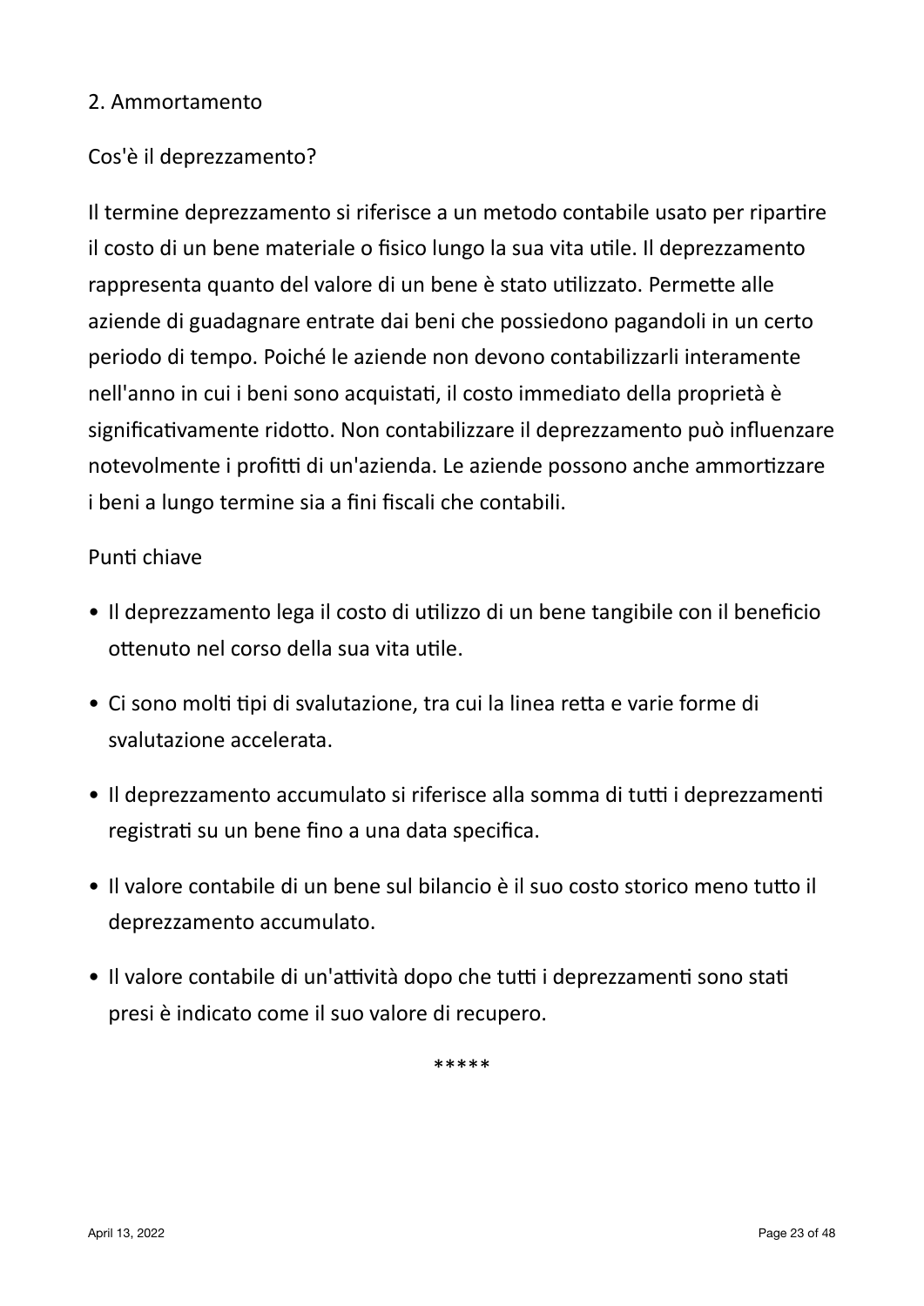## 2. Ammortamento

### Cos'è il deprezzamento?

Il termine deprezzamento si riferisce a un metodo contabile usato per ripartire il costo di un bene materiale o fisico lungo la sua vita utile. Il deprezzamento rappresenta quanto del valore di un bene è stato utilizzato. Permette alle aziende di guadagnare entrate dai beni che possiedono pagandoli in un certo periodo di tempo. Poiché le aziende non devono contabilizzarli interamente nell'anno in cui i beni sono acquistati, il costo immediato della proprietà è significativamente ridotto. Non contabilizzare il deprezzamento può influenzare notevolmente i profitti di un'azienda. Le aziende possono anche ammortizzare i beni a lungo termine sia a fini fiscali che contabili.

### Punti chiave

- Il deprezzamento lega il costo di utilizzo di un bene tangibile con il beneficio ottenuto nel corso della sua vita utile.
- Ci sono molti tipi di svalutazione, tra cui la linea retta e varie forme di svalutazione accelerata.
- Il deprezzamento accumulato si riferisce alla somma di tutti i deprezzamenti registrati su un bene fino a una data specifica.
- Il valore contabile di un bene sul bilancio è il suo costo storico meno tutto il deprezzamento accumulato.
- Il valore contabile di un'attività dopo che tutti i deprezzamenti sono stati presi è indicato come il suo valore di recupero.

*****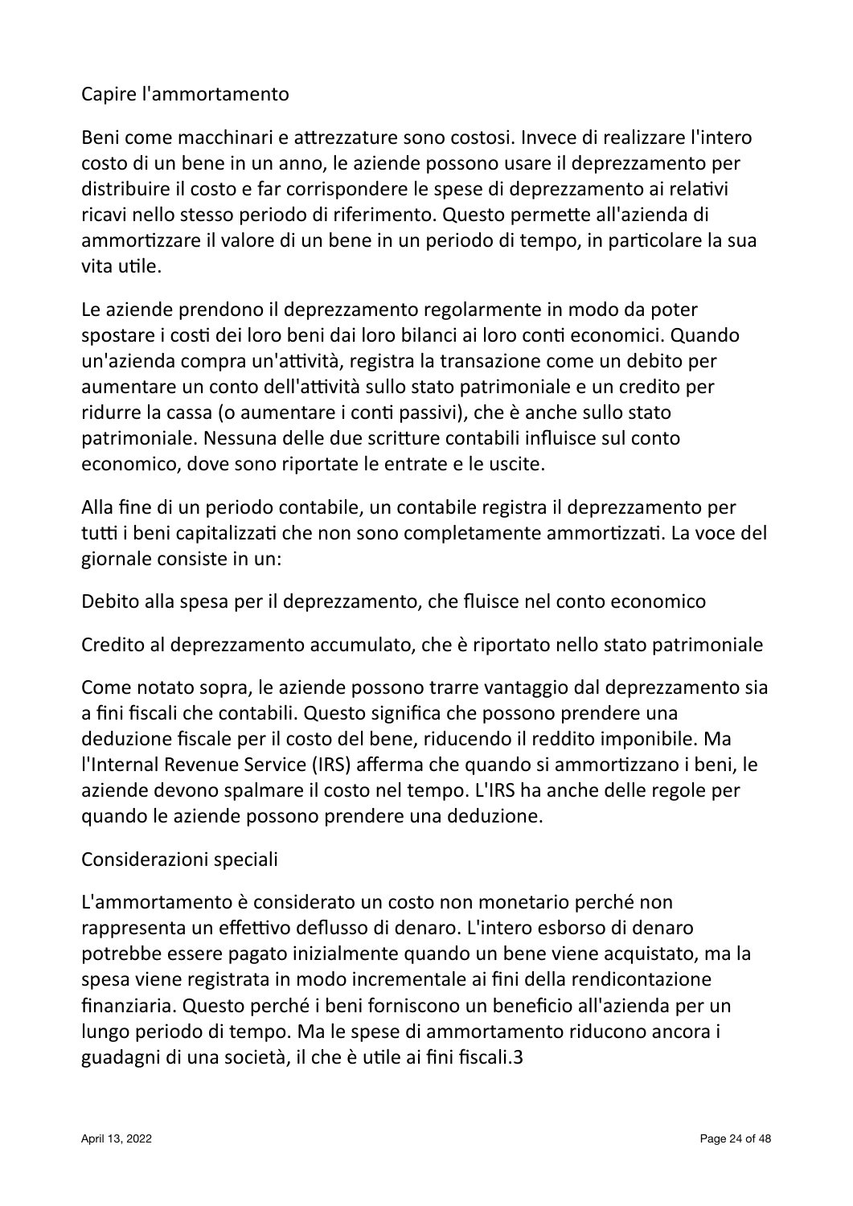## Capire l'ammortamento

Beni come macchinari e attrezzature sono costosi. Invece di realizzare l'intero costo di un bene in un anno, le aziende possono usare il deprezzamento per distribuire il costo e far corrispondere le spese di deprezzamento ai relativi ricavi nello stesso periodo di riferimento. Questo permette all'azienda di ammortizzare il valore di un bene in un periodo di tempo, in particolare la sua vita utile.

Le aziende prendono il deprezzamento regolarmente in modo da poter spostare i costi dei loro beni dai loro bilanci ai loro conti economici. Quando un'azienda compra un'attività, registra la transazione come un debito per aumentare un conto dell'attività sullo stato patrimoniale e un credito per ridurre la cassa (o aumentare i conti passivi), che è anche sullo stato patrimoniale. Nessuna delle due scritture contabili influisce sul conto economico, dove sono riportate le entrate e le uscite.

Alla fine di un periodo contabile, un contabile registra il deprezzamento per tutti i beni capitalizzati che non sono completamente ammortizzati. La voce del giornale consiste in un:

Debito alla spesa per il deprezzamento, che fluisce nel conto economico

Credito al deprezzamento accumulato, che è riportato nello stato patrimoniale

Come notato sopra, le aziende possono trarre vantaggio dal deprezzamento sia a fini fiscali che contabili. Questo significa che possono prendere una deduzione fiscale per il costo del bene, riducendo il reddito imponibile. Ma l'Internal Revenue Service (IRS) afferma che quando si ammortizzano i beni, le aziende devono spalmare il costo nel tempo. L'IRS ha anche delle regole per quando le aziende possono prendere una deduzione.

## Considerazioni speciali

L'ammortamento è considerato un costo non monetario perché non rappresenta un effettivo deflusso di denaro. L'intero esborso di denaro potrebbe essere pagato inizialmente quando un bene viene acquistato, ma la spesa viene registrata in modo incrementale ai fini della rendicontazione finanziaria. Questo perché i beni forniscono un beneficio all'azienda per un lungo periodo di tempo. Ma le spese di ammortamento riducono ancora i guadagni di una società, il che è utile ai fini fiscali.[3]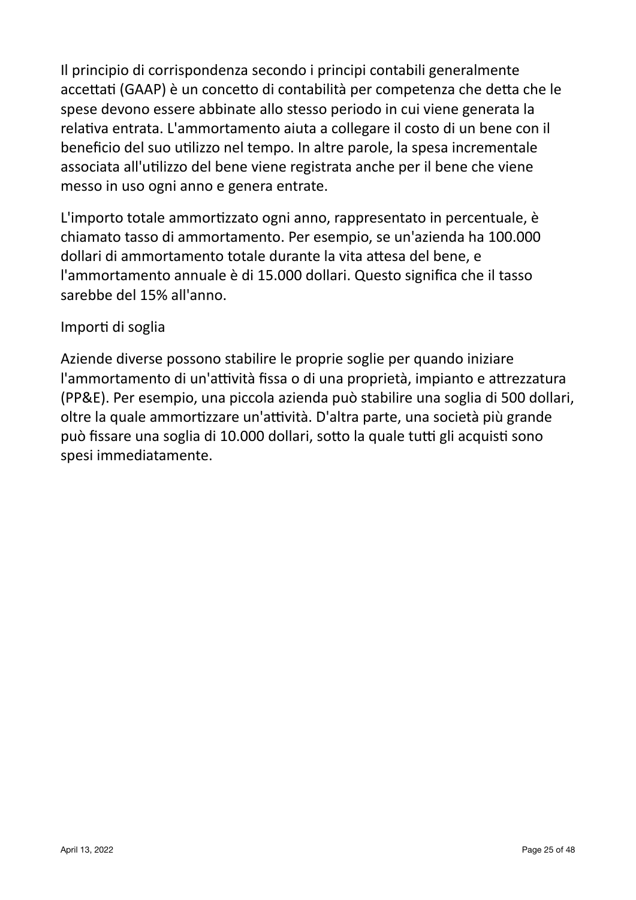Il principio di corrispondenza secondo i principi contabili generalmente accettati (GAAP) è un concetto di contabilità per competenza che detta che le spese devono essere abbinate allo stesso periodo in cui viene generata la relativa entrata. L'ammortamento aiuta a collegare il costo di un bene con il beneficio del suo utilizzo nel tempo. In altre parole, la spesa incrementale associata all'utilizzo del bene viene registrata anche per il bene che viene messo in uso ogni anno e genera entrate.

L'importo totale ammortizzato ogni anno, rappresentato in percentuale, è chiamato tasso di ammortamento. Per esempio, se un'azienda ha 100.000 dollari di ammortamento totale durante la vita attesa del bene, e l'ammortamento annuale è di 15.000 dollari. Questo significa che il tasso sarebbe del 15% all'anno.

Importi di soglia

Aziende diverse possono stabilire le proprie soglie per quando iniziare l'ammortamento di un'attività fissa o di una proprietà, impianto e attrezzatura (PP&E). Per esempio, una piccola azienda può stabilire una soglia di 500 dollari, oltre la quale ammortizzare un'attività. D'altra parte, una società più grande può fissare una soglia di 10.000 dollari, sotto la quale tutti gli acquisti sono spesi immediatamente.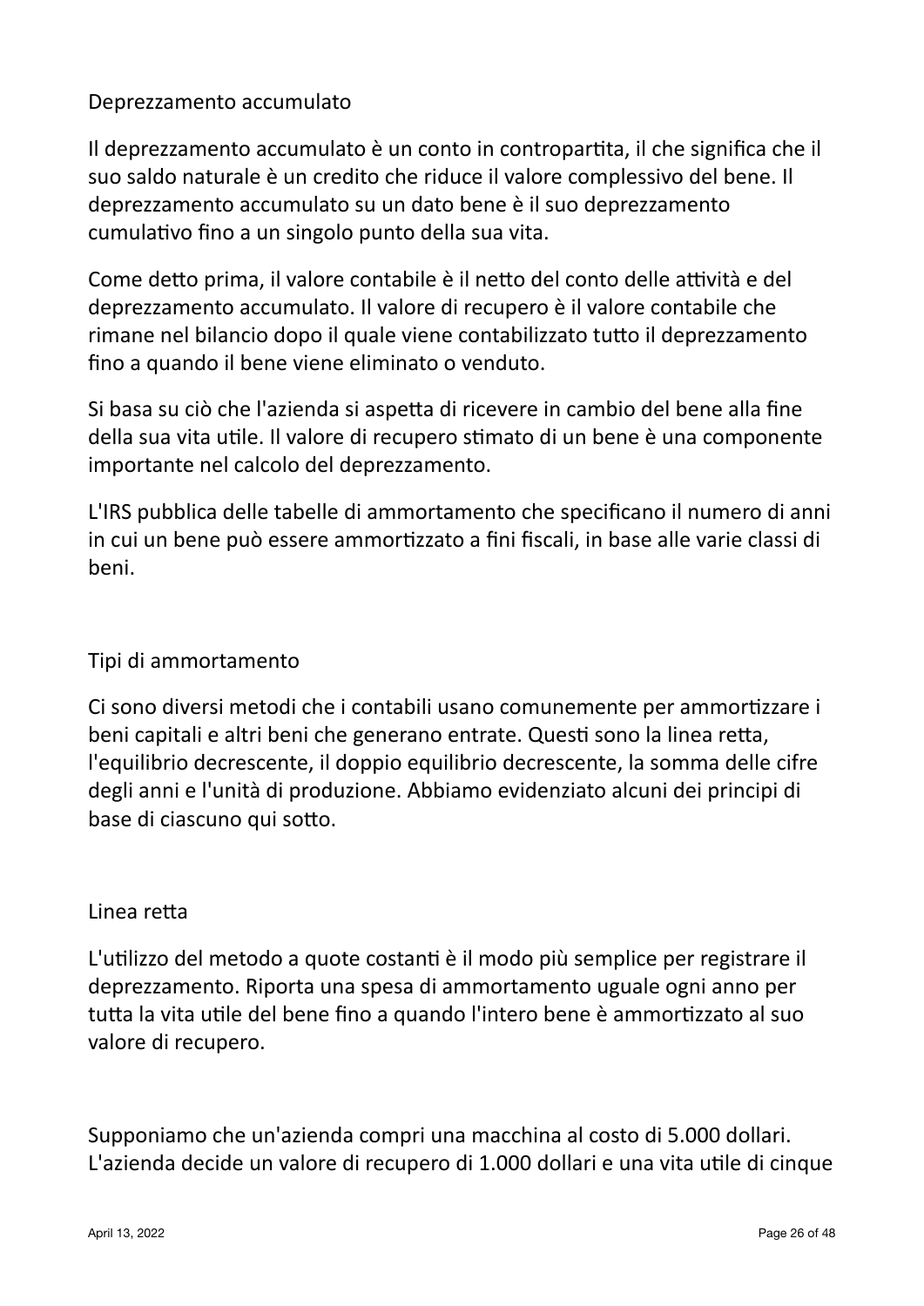## Deprezzamento accumulato

Il deprezzamento accumulato è un conto in contropartita, il che significa che il suo saldo naturale è un credito che riduce il valore complessivo del bene. Il deprezzamento accumulato su un dato bene è il suo deprezzamento cumulativo fino a un singolo punto della sua vita.

Come detto prima, il valore contabile è il netto del conto delle attività e del deprezzamento accumulato. Il valore di recupero è il valore contabile che rimane nel bilancio dopo il quale viene contabilizzato tutto il deprezzamento fino a quando il bene viene eliminato o venduto.

Si basa su ciò che l'azienda si aspetta di ricevere in cambio del bene alla fine della sua vita utile. Il valore di recupero stimato di un bene è una componente importante nel calcolo del deprezzamento.

L'IRS pubblica delle tabelle di ammortamento che specificano il numero di anni in cui un bene può essere ammortizzato a fini fiscali, in base alle varie classi di beni.

## Tipi di ammortamento

Ci sono diversi metodi che i contabili usano comunemente per ammortizzare i beni capitali e altri beni che generano entrate. Questi sono la linea retta, l'equilibrio decrescente, il doppio equilibrio decrescente, la somma delle cifre degli anni e l'unità di produzione. Abbiamo evidenziato alcuni dei principi di base di ciascuno qui sotto.

### Linea retta

L'utilizzo del metodo a quote costanti è il modo più semplice per registrare il deprezzamento. Riporta una spesa di ammortamento uguale ogni anno per tutta la vita utile del bene fino a quando l'intero bene è ammortizzato al suo valore di recupero.

Supponiamo che un'azienda compri una macchina al costo di 5.000 dollari. L'azienda decide un valore di recupero di 1.000 dollari e una vita utile di cinque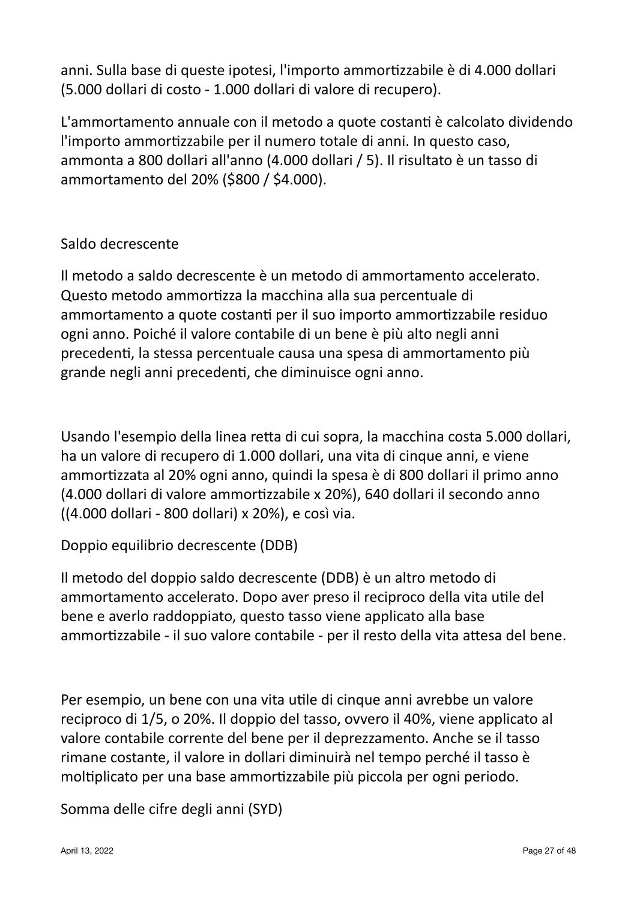anni. Sulla base di queste ipotesi, l'importo ammortizzabile è di 4.000 dollari (5.000 dollari di costo - 1.000 dollari di valore di recupero).

L'ammortamento annuale con il metodo a quote costanti è calcolato dividendo l'importo ammortizzabile per il numero totale di anni. In questo caso, ammonta a 800 dollari all'anno (4.000 dollari / 5). Il risultato è un tasso di ammortamento del 20% ($800 / $4.000).

## Saldo decrescente

Il metodo a saldo decrescente è un metodo di ammortamento accelerato. Questo metodo ammortizza la macchina alla sua percentuale di ammortamento a quote costanti per il suo importo ammortizzabile residuo ogni anno. Poiché il valore contabile di un bene è più alto negli anni precedenti, la stessa percentuale causa una spesa di ammortamento più grande negli anni precedenti, che diminuisce ogni anno.

Usando l'esempio della linea retta di cui sopra, la macchina costa 5.000 dollari, ha un valore di recupero di 1.000 dollari, una vita di cinque anni, e viene ammortizzata al 20% ogni anno, quindi la spesa è di 800 dollari il primo anno (4.000 dollari di valore ammortizzabile x 20%), 640 dollari il secondo anno ((4.000 dollari - 800 dollari) x 20%), e così via.

## Doppio equilibrio decrescente (DDB)

Il metodo del doppio saldo decrescente (DDB) è un altro metodo di ammortamento accelerato. Dopo aver preso il reciproco della vita utile del bene e averlo raddoppiato, questo tasso viene applicato alla base ammortizzabile - il suo valore contabile - per il resto della vita attesa del bene.

Per esempio, un bene con una vita utile di cinque anni avrebbe un valore reciproco di 1/5, o 20%. Il doppio del tasso, ovvero il 40%, viene applicato al valore contabile corrente del bene per il deprezzamento. Anche se il tasso rimane costante, il valore in dollari diminuirà nel tempo perché il tasso è moltiplicato per una base ammortizzabile più piccola per ogni periodo.

## Somma delle cifre degli anni (SYD)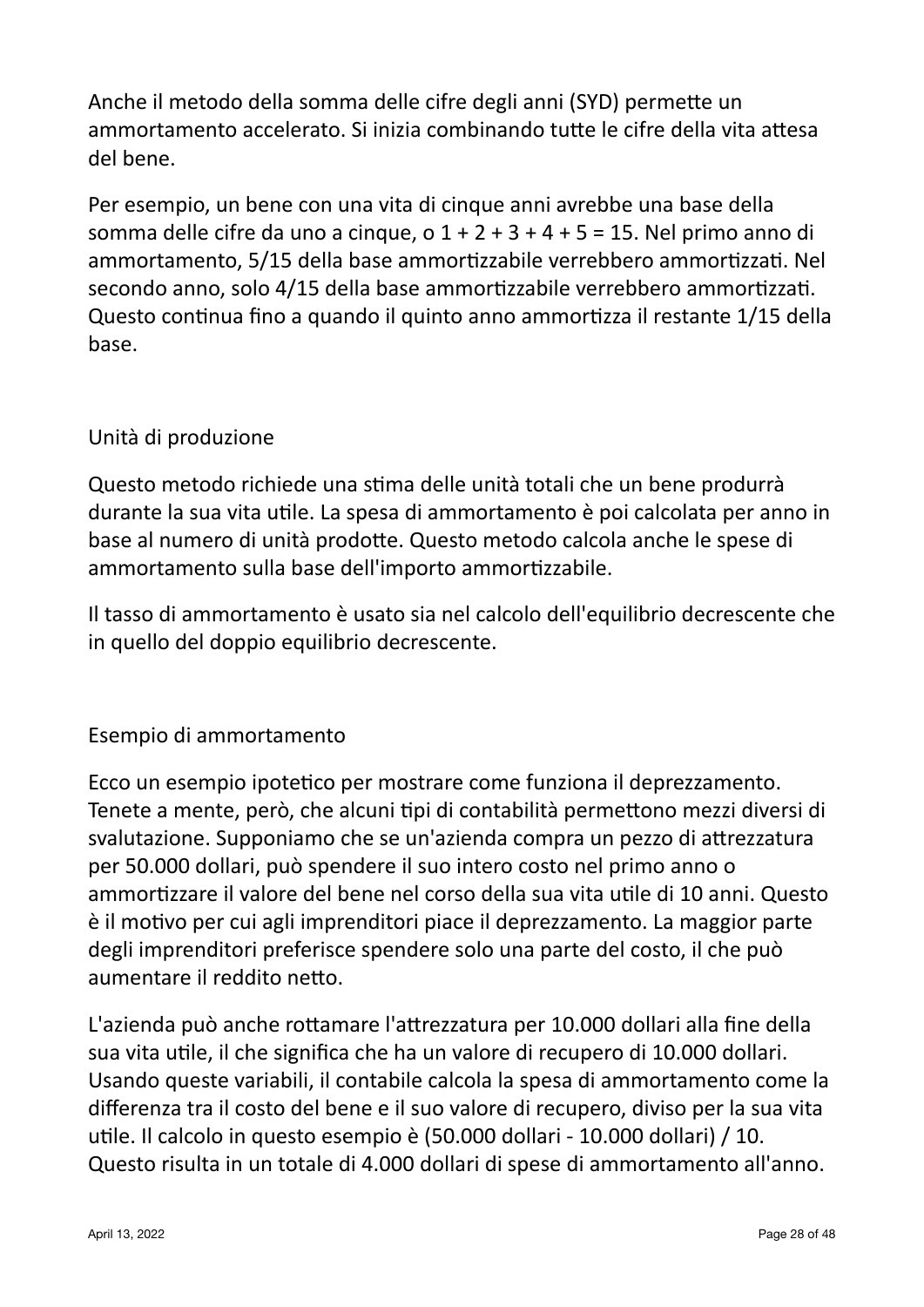Anche il metodo della somma delle cifre degli anni (SYD) permette un ammortamento accelerato. Si inizia combinando tutte le cifre della vita attesa del bene.

Per esempio, un bene con una vita di cinque anni avrebbe una base della somma delle cifre da uno a cinque, o 1 + 2 + 3 + 4 + 5 = 15. Nel primo anno di ammortamento, 5/15 della base ammortizzabile verrebbero ammortizzati. Nel secondo anno, solo 4/15 della base ammortizzabile verrebbero ammortizzati. Questo continua fino a quando il quinto anno ammortizza il restante 1/15 della base.

## Unità di produzione

Questo metodo richiede una stima delle unità totali che un bene produrrà durante la sua vita utile. La spesa di ammortamento è poi calcolata per anno in base al numero di unità prodotte. Questo metodo calcola anche le spese di ammortamento sulla base dell'importo ammortizzabile.

Il tasso di ammortamento è usato sia nel calcolo dell'equilibrio decrescente che in quello del doppio equilibrio decrescente.

## Esempio di ammortamento

Ecco un esempio ipotetico per mostrare come funziona il deprezzamento. Tenete a mente, però, che alcuni tipi di contabilità permettono mezzi diversi di svalutazione. Supponiamo che se un'azienda compra un pezzo di attrezzatura per 50.000 dollari, può spendere il suo intero costo nel primo anno o ammortizzare il valore del bene nel corso della sua vita utile di 10 anni. Questo è il motivo per cui agli imprenditori piace il deprezzamento. La maggior parte degli imprenditori preferisce spendere solo una parte del costo, il che può aumentare il reddito netto.

L'azienda può anche rottamare l'attrezzatura per 10.000 dollari alla fine della sua vita utile, il che significa che ha un valore di recupero di 10.000 dollari. Usando queste variabili, il contabile calcola la spesa di ammortamento come la differenza tra il costo del bene e il suo valore di recupero, diviso per la sua vita utile. Il calcolo in questo esempio è (50.000 dollari - 10.000 dollari) / 10. Questo risulta in un totale di 4.000 dollari di spese di ammortamento all'anno.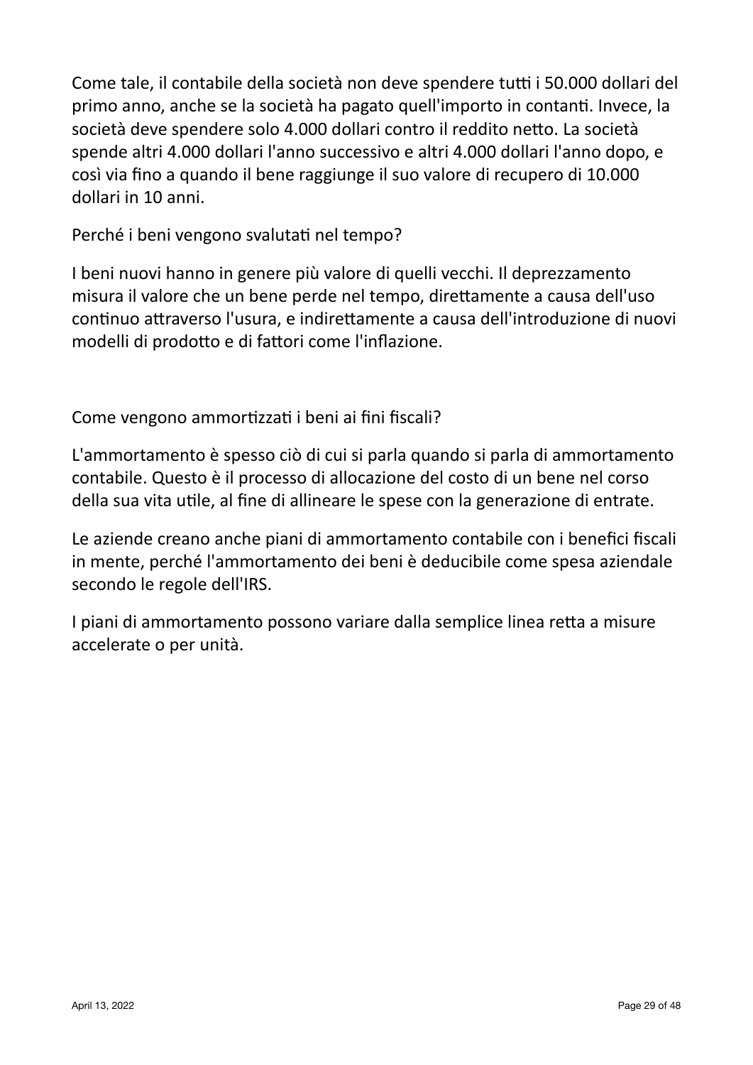Come tale, il contabile della società non deve spendere tutti i 50.000 dollari del primo anno, anche se la società ha pagato quell'importo in contanti. Invece, la società deve spendere solo 4.000 dollari contro il reddito netto. La società spende altri 4.000 dollari l'anno successivo e altri 4.000 dollari l'anno dopo, e così via fino a quando il bene raggiunge il suo valore di recupero di 10.000 dollari in 10 anni.

Perché i beni vengono svalutati nel tempo?

I beni nuovi hanno in genere più valore di quelli vecchi. Il deprezzamento misura il valore che un bene perde nel tempo, direttamente a causa dell'uso continuo attraverso l'usura, e indirettamente a causa dell'introduzione di nuovi modelli di prodotto e di fattori come l'inflazione.

Come vengono ammortizzati i beni ai fini fiscali?

L'ammortamento è spesso ciò di cui si parla quando si parla di ammortamento contabile. Questo è il processo di allocazione del costo di un bene nel corso della sua vita utile, al fine di allineare le spese con la generazione di entrate.

Le aziende creano anche piani di ammortamento contabile con i benefici fiscali in mente, perché l'ammortamento dei beni è deducibile come spesa aziendale secondo le regole dell'IRS.

I piani di ammortamento possono variare dalla semplice linea retta a misure accelerate o per unità.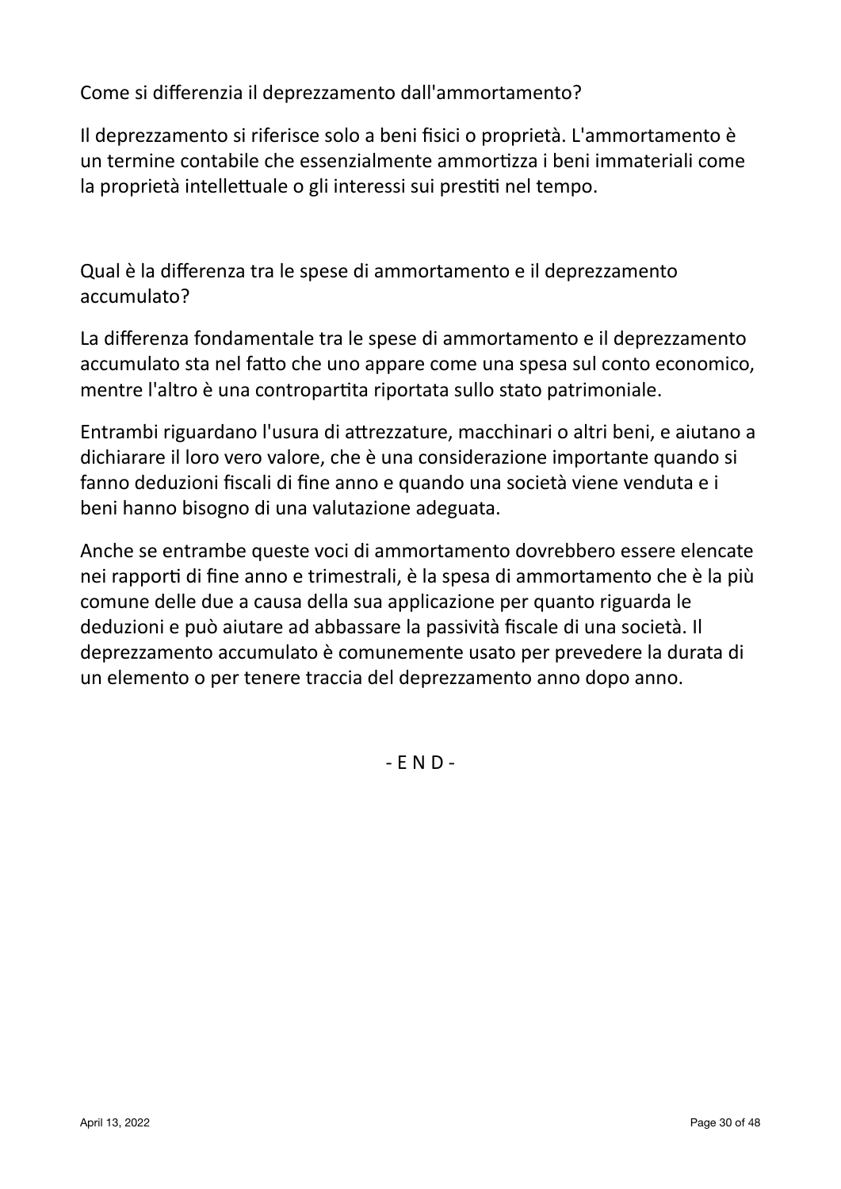Come si differenzia il deprezzamento dall'ammortamento?

Il deprezzamento si riferisce solo a beni fisici o proprietà. L'ammortamento è un termine contabile che essenzialmente ammortizza i beni immateriali come la proprietà intellettuale o gli interessi sui prestiti nel tempo.

Qual è la differenza tra le spese di ammortamento e il deprezzamento accumulato?

La differenza fondamentale tra le spese di ammortamento e il deprezzamento accumulato sta nel fatto che uno appare come una spesa sul conto economico, mentre l'altro è una contropartita riportata sullo stato patrimoniale.

Entrambi riguardano l'usura di attrezzature, macchinari o altri beni, e aiutano a dichiarare il loro vero valore, che è una considerazione importante quando si fanno deduzioni fiscali di fine anno e quando una società viene venduta e i beni hanno bisogno di una valutazione adeguata.

Anche se entrambe queste voci di ammortamento dovrebbero essere elencate nei rapporti di fine anno e trimestrali, è la spesa di ammortamento che è la più comune delle due a causa della sua applicazione per quanto riguarda le deduzioni e può aiutare ad abbassare la passività fiscale di una società. Il deprezzamento accumulato è comunemente usato per prevedere la durata di un elemento o per tenere traccia del deprezzamento anno dopo anno.

- E N D -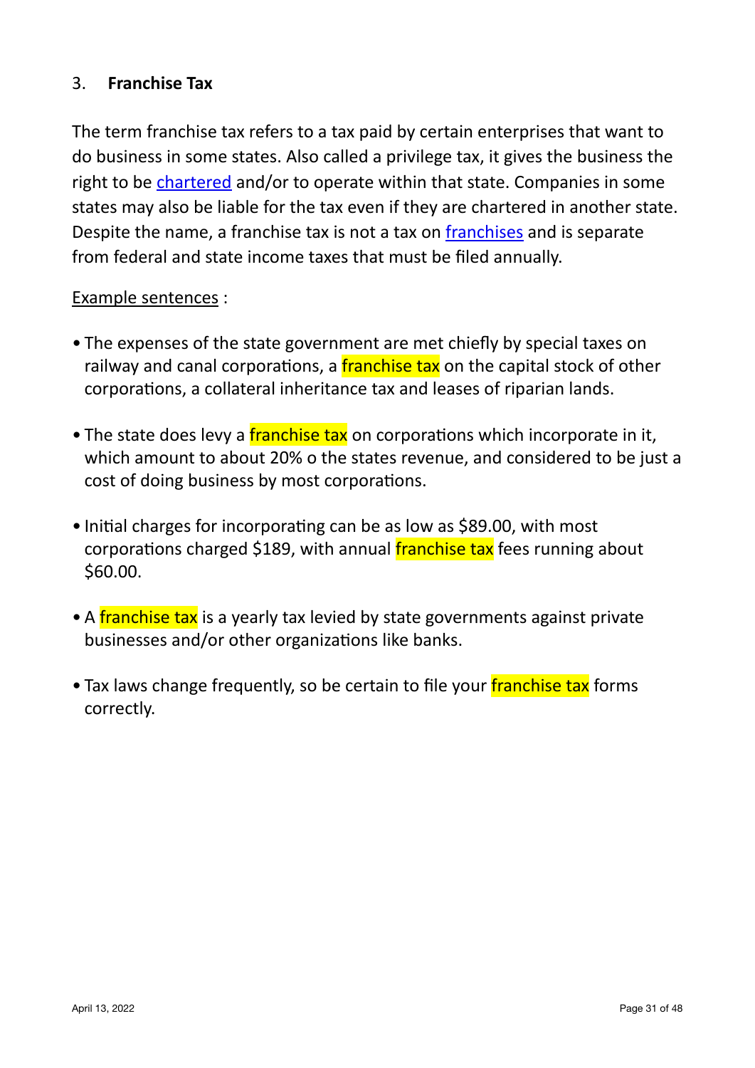### 3. **Franchise Tax**

The term franchise tax refers to a tax paid by certain enterprises that want to do business in some states. Also called a privilege tax, it gives the business the right to be chartered and/or to operate within that state. Companies in some states may also be liable for the tax even if they are chartered in another state. Despite the name, a franchise tax is not a tax on franchises and is separate from federal and state income taxes that must be filed annually.

Example sentences :

- The expenses of the state government are met chiefly by special taxes on railway and canal corporations, a franchise tax on the capital stock of other corporations, a collateral inheritance tax and leases of riparian lands.

- The state does levy a franchise tax on corporations which incorporate in it, which amount to about 20% o the states revenue, and considered to be just a cost of doing business by most corporations.

- Initial charges for incorporating can be as low as $89.00, with most corporations charged $189, with annual franchise tax fees running about $60.00.

- A franchise tax is a yearly tax levied by state governments against private businesses and/or other organizations like banks.

- Tax laws change frequently, so be certain to file your franchise tax forms correctly.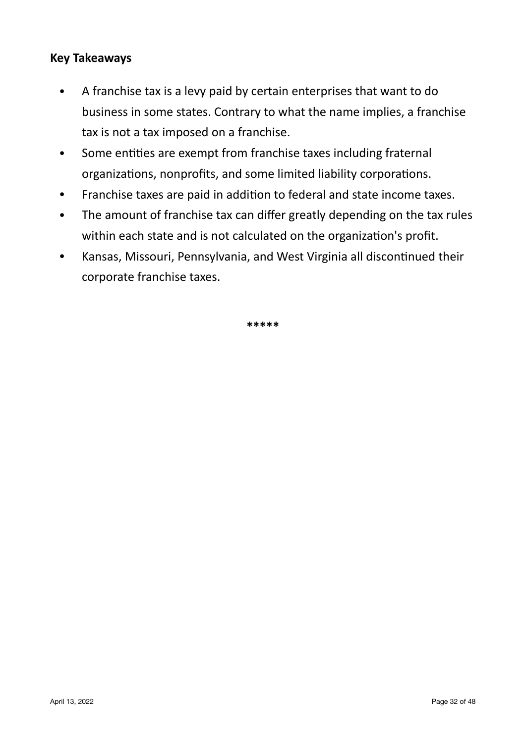**Key Takeaways**

- A franchise tax is a levy paid by certain enterprises that want to do business in some states. Contrary to what the name implies, a franchise tax is not a tax imposed on a franchise.
- Some entities are exempt from franchise taxes including fraternal organizations, nonprofits, and some limited liability corporations.
- Franchise taxes are paid in addition to federal and state income taxes.
- The amount of franchise tax can differ greatly depending on the tax rules within each state and is not calculated on the organization's profit.
- Kansas, Missouri, Pennsylvania, and West Virginia all discontinued their corporate franchise taxes.

*****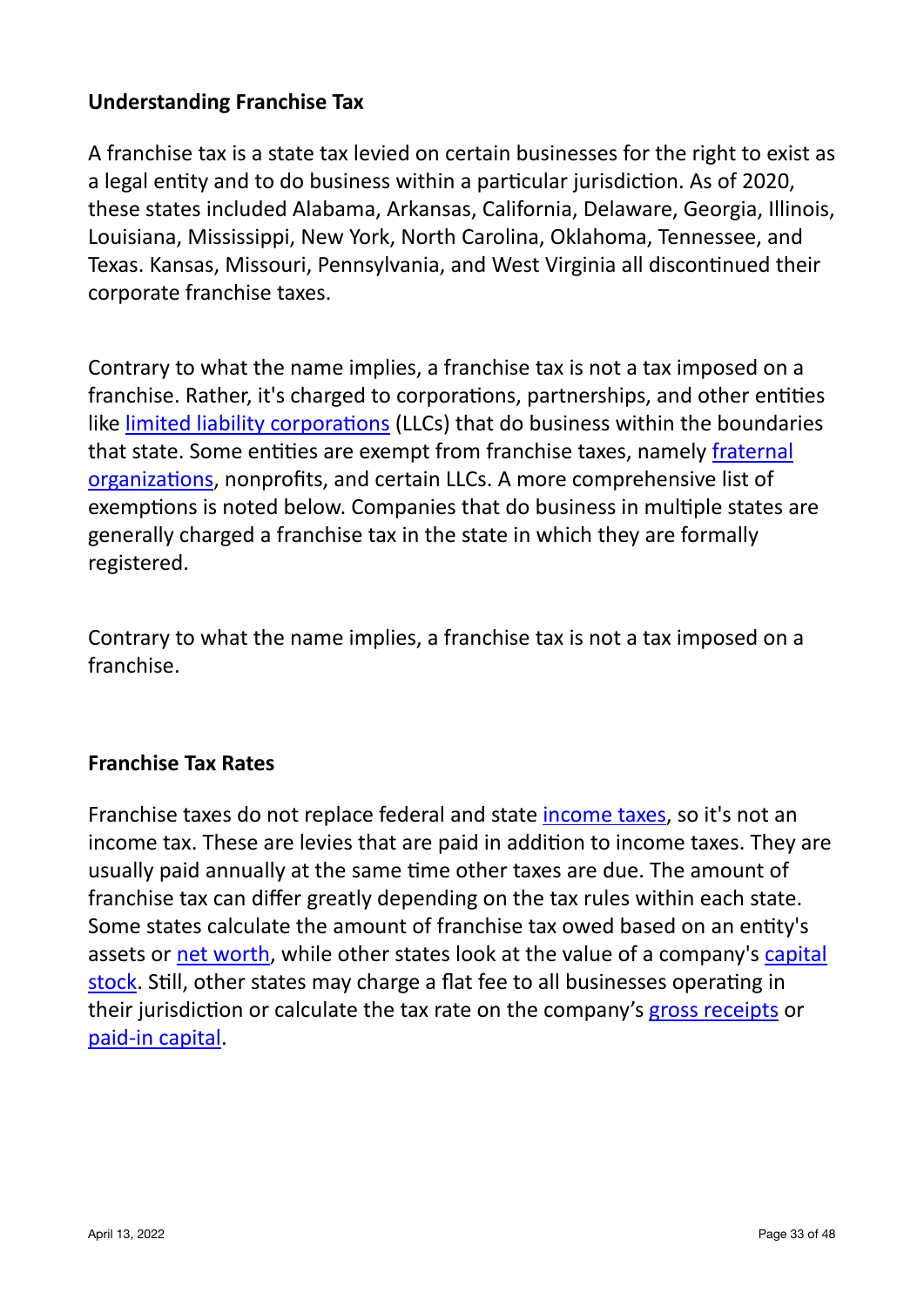**Understanding Franchise Tax**

A franchise tax is a state tax levied on certain businesses for the right to exist as a legal entity and to do business within a particular jurisdiction. As of 2020, these states included Alabama, Arkansas, California, Delaware, Georgia, Illinois, Louisiana, Mississippi, New York, North Carolina, Oklahoma, Tennessee, and Texas. Kansas, Missouri, Pennsylvania, and West Virginia all discontinued their corporate franchise taxes.

Contrary to what the name implies, a franchise tax is not a tax imposed on a franchise. Rather, it's charged to corporations, partnerships, and other entities like limited liability corporations (LLCs) that do business within the boundaries that state. Some entities are exempt from franchise taxes, namely fraternal organizations, nonprofits, and certain LLCs. A more comprehensive list of exemptions is noted below. Companies that do business in multiple states are generally charged a franchise tax in the state in which they are formally registered.

Contrary to what the name implies, a franchise tax is not a tax imposed on a franchise.

**Franchise Tax Rates**

Franchise taxes do not replace federal and state income taxes, so it's not an income tax. These are levies that are paid in addition to income taxes. They are usually paid annually at the same time other taxes are due. The amount of franchise tax can differ greatly depending on the tax rules within each state. Some states calculate the amount of franchise tax owed based on an entity's assets or net worth, while other states look at the value of a company's capital stock. Still, other states may charge a flat fee to all businesses operating in their jurisdiction or calculate the tax rate on the company's gross receipts or paid-in capital.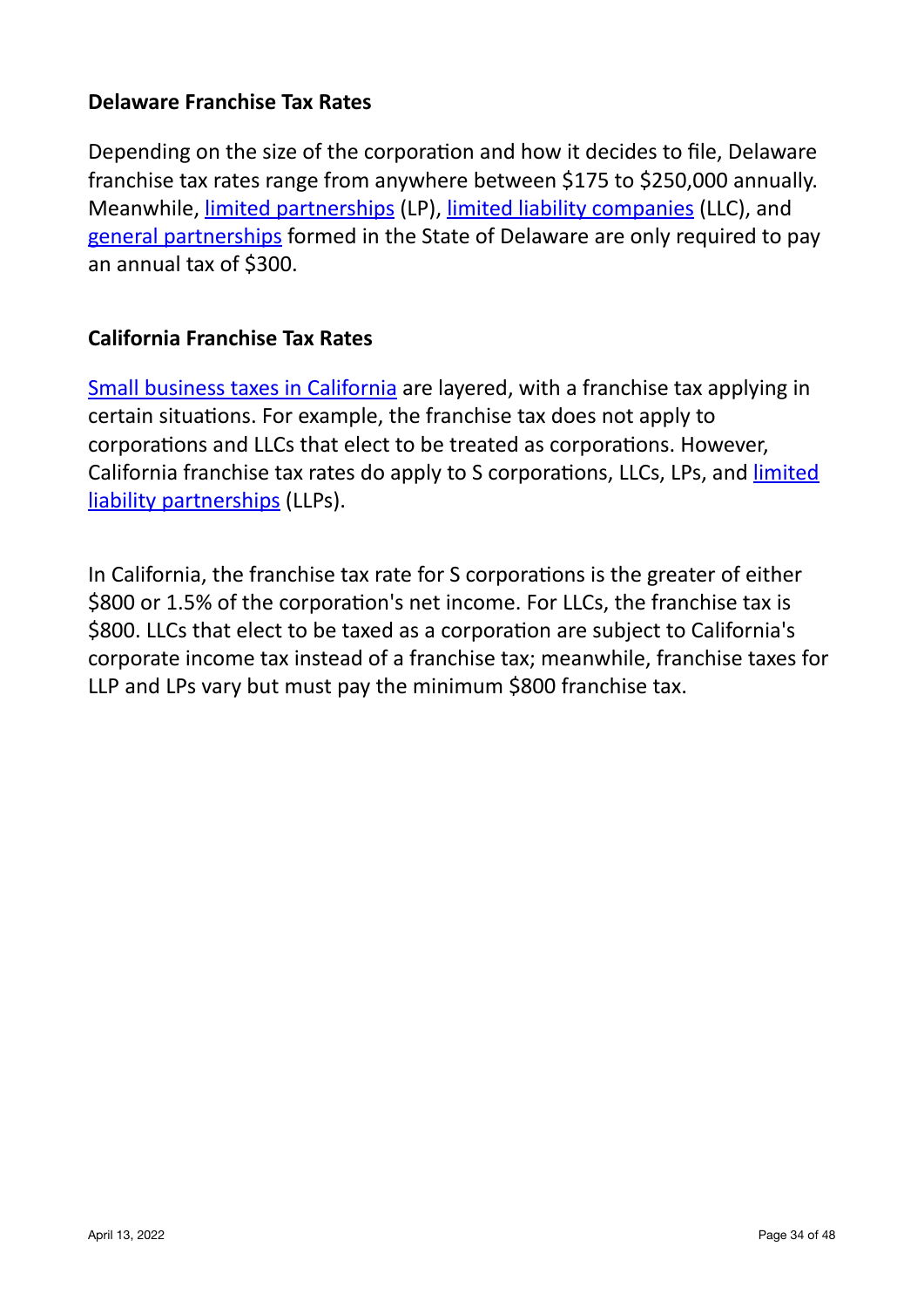### Delaware Franchise Tax Rates

Depending on the size of the corporation and how it decides to file, Delaware franchise tax rates range from anywhere between $175 to $250,000 annually. Meanwhile, limited partnerships (LP), limited liability companies (LLC), and general partnerships formed in the State of Delaware are only required to pay an annual tax of $300.

### California Franchise Tax Rates

Small business taxes in California are layered, with a franchise tax applying in certain situations. For example, the franchise tax does not apply to corporations and LLCs that elect to be treated as corporations. However, California franchise tax rates do apply to S corporations, LLCs, LPs, and limited liability partnerships (LLPs).

In California, the franchise tax rate for S corporations is the greater of either $800 or 1.5% of the corporation's net income. For LLCs, the franchise tax is $800. LLCs that elect to be taxed as a corporation are subject to California's corporate income tax instead of a franchise tax; meanwhile, franchise taxes for LLP and LPs vary but must pay the minimum $800 franchise tax.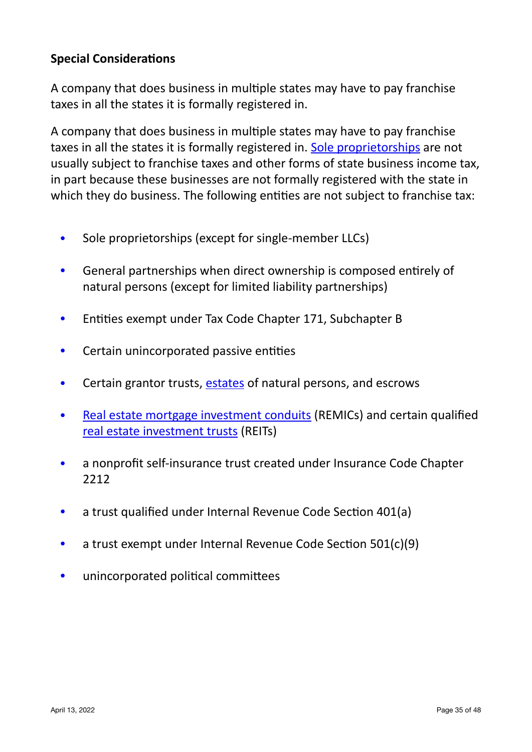**Special Considerations**

A company that does business in multiple states may have to pay franchise taxes in all the states it is formally registered in.

A company that does business in multiple states may have to pay franchise taxes in all the states it is formally registered in. Sole proprietorships are not usually subject to franchise taxes and other forms of state business income tax, in part because these businesses are not formally registered with the state in which they do business. The following entities are not subject to franchise tax:

- Sole proprietorships (except for single-member LLCs)
- General partnerships when direct ownership is composed entirely of natural persons (except for limited liability partnerships)
- Entities exempt under Tax Code Chapter 171, Subchapter B
- Certain unincorporated passive entities
- Certain grantor trusts, estates of natural persons, and escrows
- Real estate mortgage investment conduits (REMICs) and certain qualified real estate investment trusts (REITs)
- a nonprofit self-insurance trust created under Insurance Code Chapter 2212
- a trust qualified under Internal Revenue Code Section 401(a)
- a trust exempt under Internal Revenue Code Section 501(c)(9)
- unincorporated political committees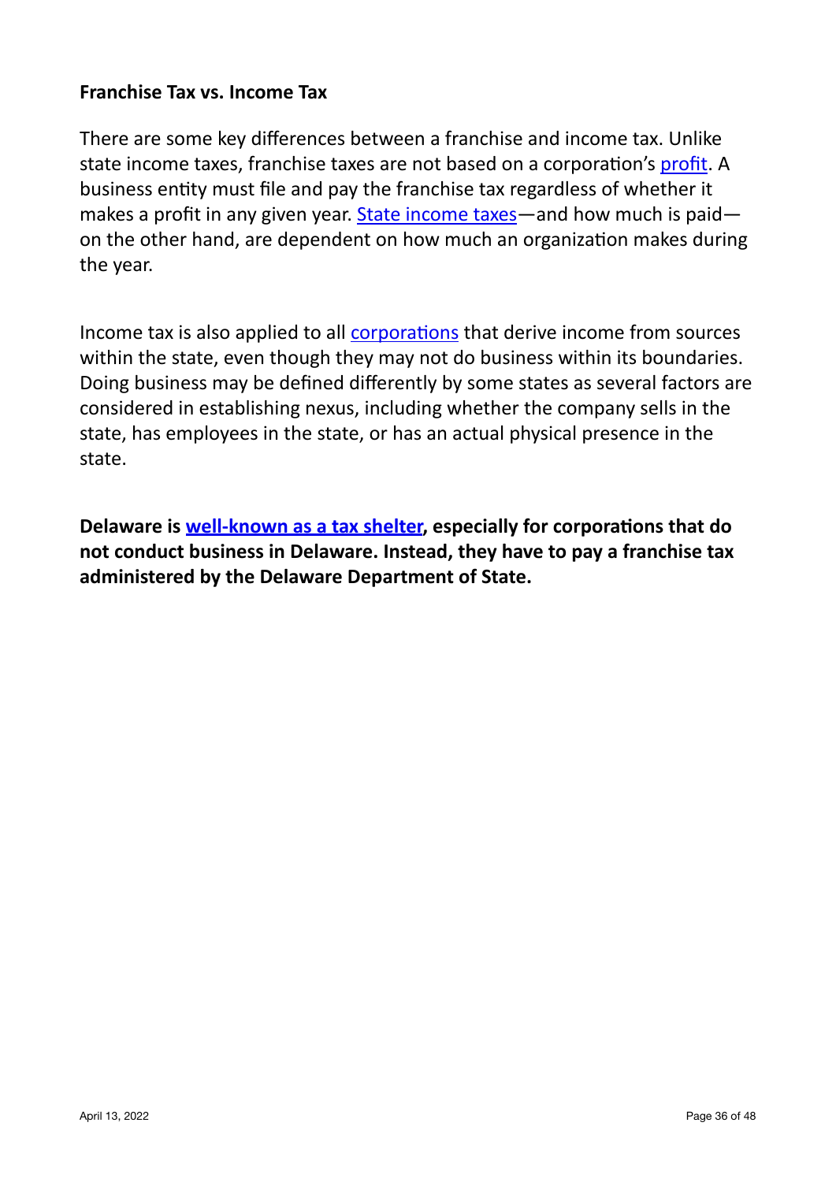**Franchise Tax vs. Income Tax**

There are some key differences between a franchise and income tax. Unlike state income taxes, franchise taxes are not based on a corporation's profit. A business entity must file and pay the franchise tax regardless of whether it makes a profit in any given year. State income taxes—and how much is paid—on the other hand, are dependent on how much an organization makes during the year.

Income tax is also applied to all corporations that derive income from sources within the state, even though they may not do business within its boundaries. Doing business may be defined differently by some states as several factors are considered in establishing nexus, including whether the company sells in the state, has employees in the state, or has an actual physical presence in the state.

**Delaware is well-known as a tax shelter, especially for corporations that do not conduct business in Delaware. Instead, they have to pay a franchise tax administered by the Delaware Department of State.**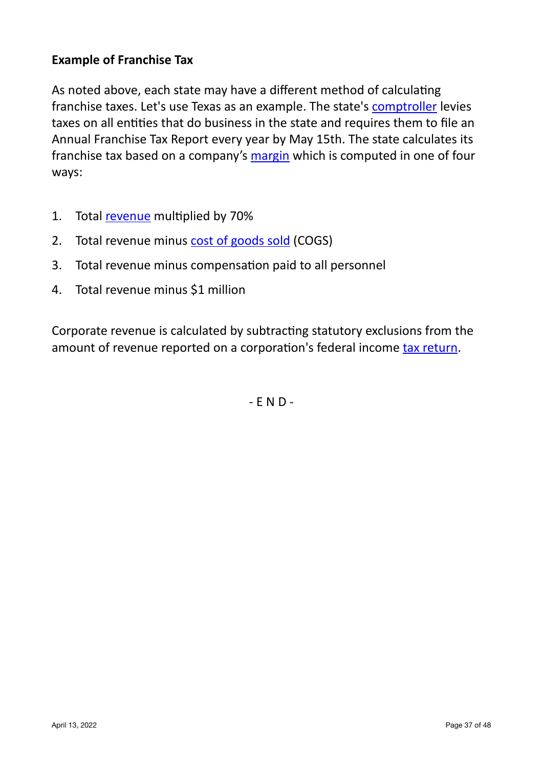### Example of Franchise Tax

As noted above, each state may have a different method of calculating franchise taxes. Let's use Texas as an example. The state's comptroller levies taxes on all entities that do business in the state and requires them to file an Annual Franchise Tax Report every year by May 15th. The state calculates its franchise tax based on a company's margin which is computed in one of four ways:

1. Total revenue multiplied by 70%
2. Total revenue minus cost of goods sold (COGS)
3. Total revenue minus compensation paid to all personnel
4. Total revenue minus $1 million

Corporate revenue is calculated by subtracting statutory exclusions from the amount of revenue reported on a corporation's federal income tax return.

- E N D -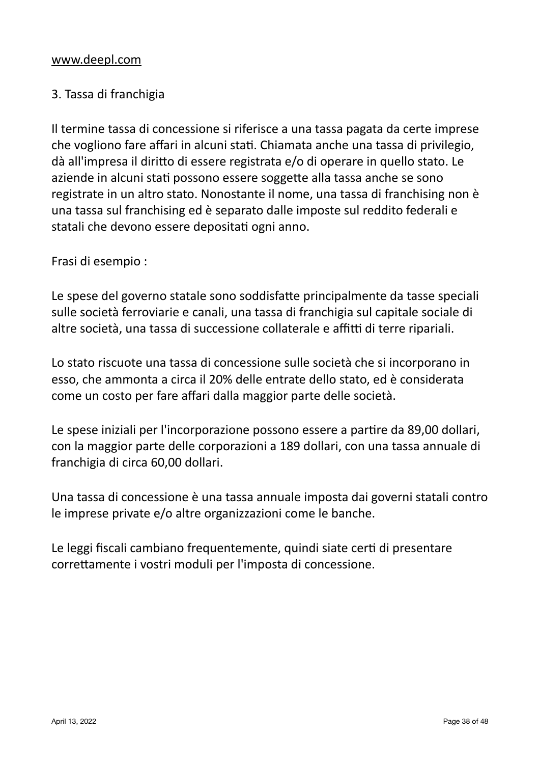www.deepl.com

3. Tassa di franchigia

Il termine tassa di concessione si riferisce a una tassa pagata da certe imprese che vogliono fare affari in alcuni stati. Chiamata anche una tassa di privilegio, dà all'impresa il diritto di essere registrata e/o di operare in quello stato. Le aziende in alcuni stati possono essere soggette alla tassa anche se sono registrate in un altro stato. Nonostante il nome, una tassa di franchising non è una tassa sul franchising ed è separato dalle imposte sul reddito federali e statali che devono essere depositati ogni anno.

Frasi di esempio :

Le spese del governo statale sono soddisfatte principalmente da tasse speciali sulle società ferroviarie e canali, una tassa di franchigia sul capitale sociale di altre società, una tassa di successione collaterale e affitti di terre ripariali.

Lo stato riscuote una tassa di concessione sulle società che si incorporano in esso, che ammonta a circa il 20% delle entrate dello stato, ed è considerata come un costo per fare affari dalla maggior parte delle società.

Le spese iniziali per l'incorporazione possono essere a partire da 89,00 dollari, con la maggior parte delle corporazioni a 189 dollari, con una tassa annuale di franchigia di circa 60,00 dollari.

Una tassa di concessione è una tassa annuale imposta dai governi statali contro le imprese private e/o altre organizzazioni come le banche.

Le leggi fiscali cambiano frequentemente, quindi siate certi di presentare correttamente i vostri moduli per l'imposta di concessione.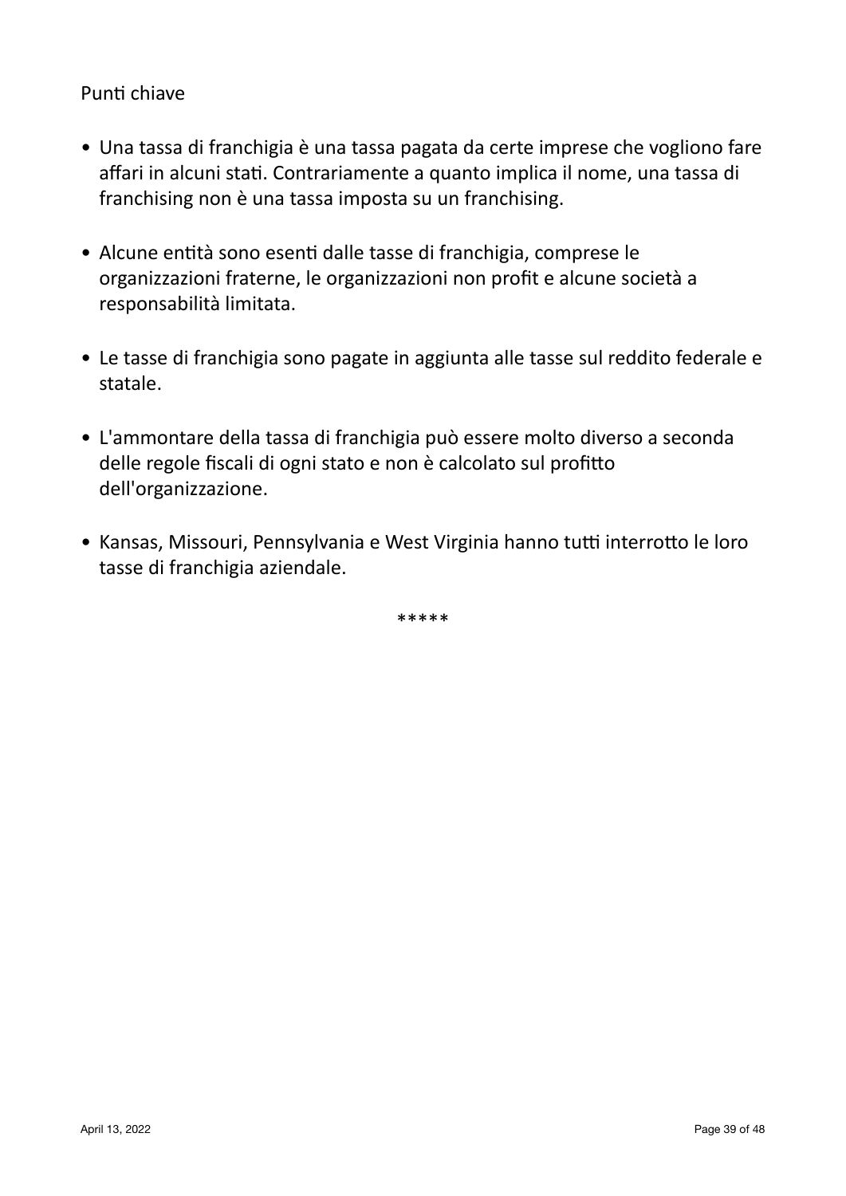Punti chiave

- Una tassa di franchigia è una tassa pagata da certe imprese che vogliono fare affari in alcuni stati. Contrariamente a quanto implica il nome, una tassa di franchising non è una tassa imposta su un franchising.

- Alcune entità sono esenti dalle tasse di franchigia, comprese le organizzazioni fraterne, le organizzazioni non profit e alcune società a responsabilità limitata.

- Le tasse di franchigia sono pagate in aggiunta alle tasse sul reddito federale e statale.

- L'ammontare della tassa di franchigia può essere molto diverso a seconda delle regole fiscali di ogni stato e non è calcolato sul profitto dell'organizzazione.

- Kansas, Missouri, Pennsylvania e West Virginia hanno tutti interrotto le loro tasse di franchigia aziendale.

*****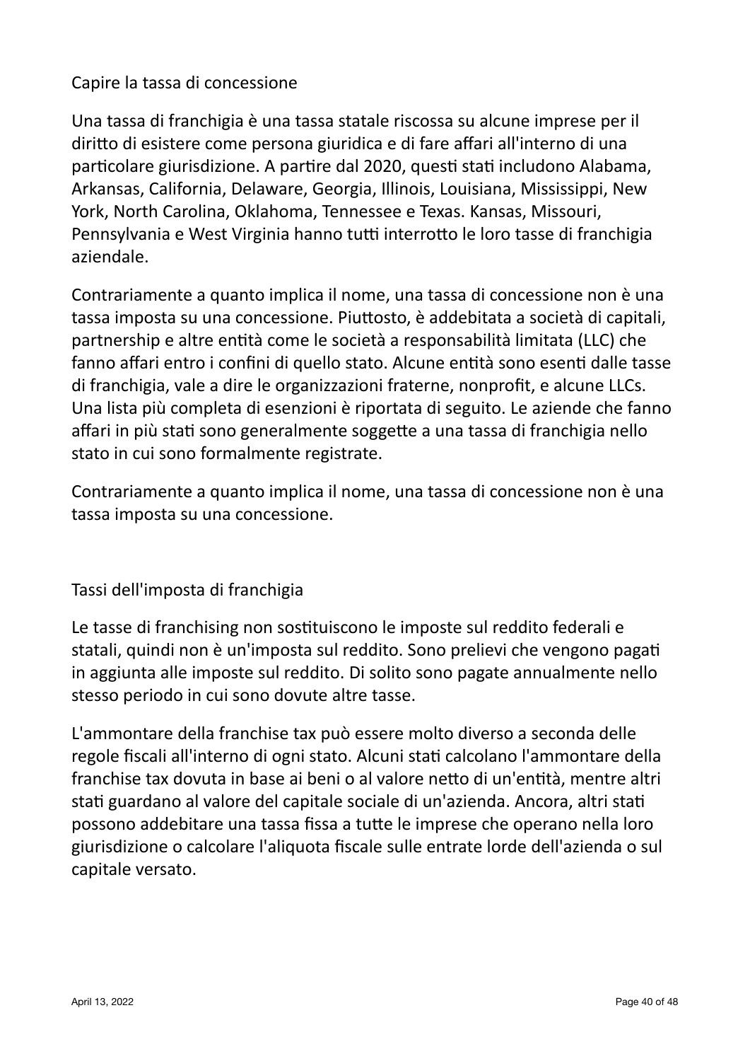## Capire la tassa di concessione

Una tassa di franchigia è una tassa statale riscossa su alcune imprese per il diritto di esistere come persona giuridica e di fare affari all'interno di una particolare giurisdizione. A partire dal 2020, questi stati includono Alabama, Arkansas, California, Delaware, Georgia, Illinois, Louisiana, Mississippi, New York, North Carolina, Oklahoma, Tennessee e Texas. Kansas, Missouri, Pennsylvania e West Virginia hanno tutti interrotto le loro tasse di franchigia aziendale.

Contrariamente a quanto implica il nome, una tassa di concessione non è una tassa imposta su una concessione. Piuttosto, è addebitata a società di capitali, partnership e altre entità come le società a responsabilità limitata (LLC) che fanno affari entro i confini di quello stato. Alcune entità sono esenti dalle tasse di franchigia, vale a dire le organizzazioni fraterne, nonprofit, e alcune LLCs. Una lista più completa di esenzioni è riportata di seguito. Le aziende che fanno affari in più stati sono generalmente soggette a una tassa di franchigia nello stato in cui sono formalmente registrate.

Contrariamente a quanto implica il nome, una tassa di concessione non è una tassa imposta su una concessione.

## Tassi dell'imposta di franchigia

Le tasse di franchising non sostituiscono le imposte sul reddito federali e statali, quindi non è un'imposta sul reddito. Sono prelievi che vengono pagati in aggiunta alle imposte sul reddito. Di solito sono pagate annualmente nello stesso periodo in cui sono dovute altre tasse.

L'ammontare della franchise tax può essere molto diverso a seconda delle regole fiscali all'interno di ogni stato. Alcuni stati calcolano l'ammontare della franchise tax dovuta in base ai beni o al valore netto di un'entità, mentre altri stati guardano al valore del capitale sociale di un'azienda. Ancora, altri stati possono addebitare una tassa fissa a tutte le imprese che operano nella loro giurisdizione o calcolare l'aliquota fiscale sulle entrate lorde dell'azienda o sul capitale versato.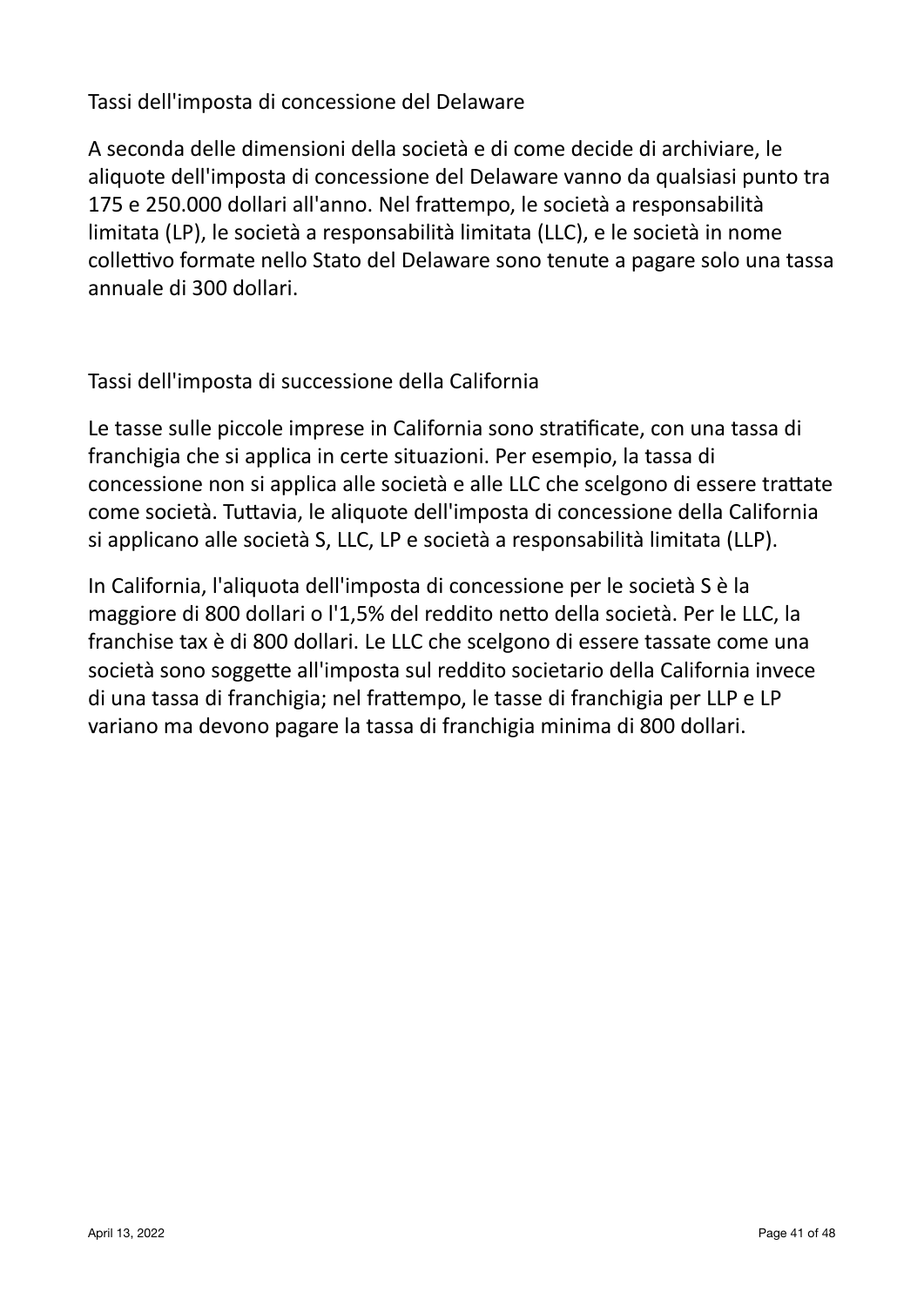## Tassi dell'imposta di concessione del Delaware

A seconda delle dimensioni della società e di come decide di archiviare, le aliquote dell'imposta di concessione del Delaware vanno da qualsiasi punto tra 175 e 250.000 dollari all'anno. Nel frattempo, le società a responsabilità limitata (LP), le società a responsabilità limitata (LLC), e le società in nome collettivo formate nello Stato del Delaware sono tenute a pagare solo una tassa annuale di 300 dollari.

## Tassi dell'imposta di successione della California

Le tasse sulle piccole imprese in California sono stratificate, con una tassa di franchigia che si applica in certe situazioni. Per esempio, la tassa di concessione non si applica alle società e alle LLC che scelgono di essere trattate come società. Tuttavia, le aliquote dell'imposta di concessione della California si applicano alle società S, LLC, LP e società a responsabilità limitata (LLP).

In California, l'aliquota dell'imposta di concessione per le società S è la maggiore di 800 dollari o l'1,5% del reddito netto della società. Per le LLC, la franchise tax è di 800 dollari. Le LLC che scelgono di essere tassate come una società sono soggette all'imposta sul reddito societario della California invece di una tassa di franchigia; nel frattempo, le tasse di franchigia per LLP e LP variano ma devono pagare la tassa di franchigia minima di 800 dollari.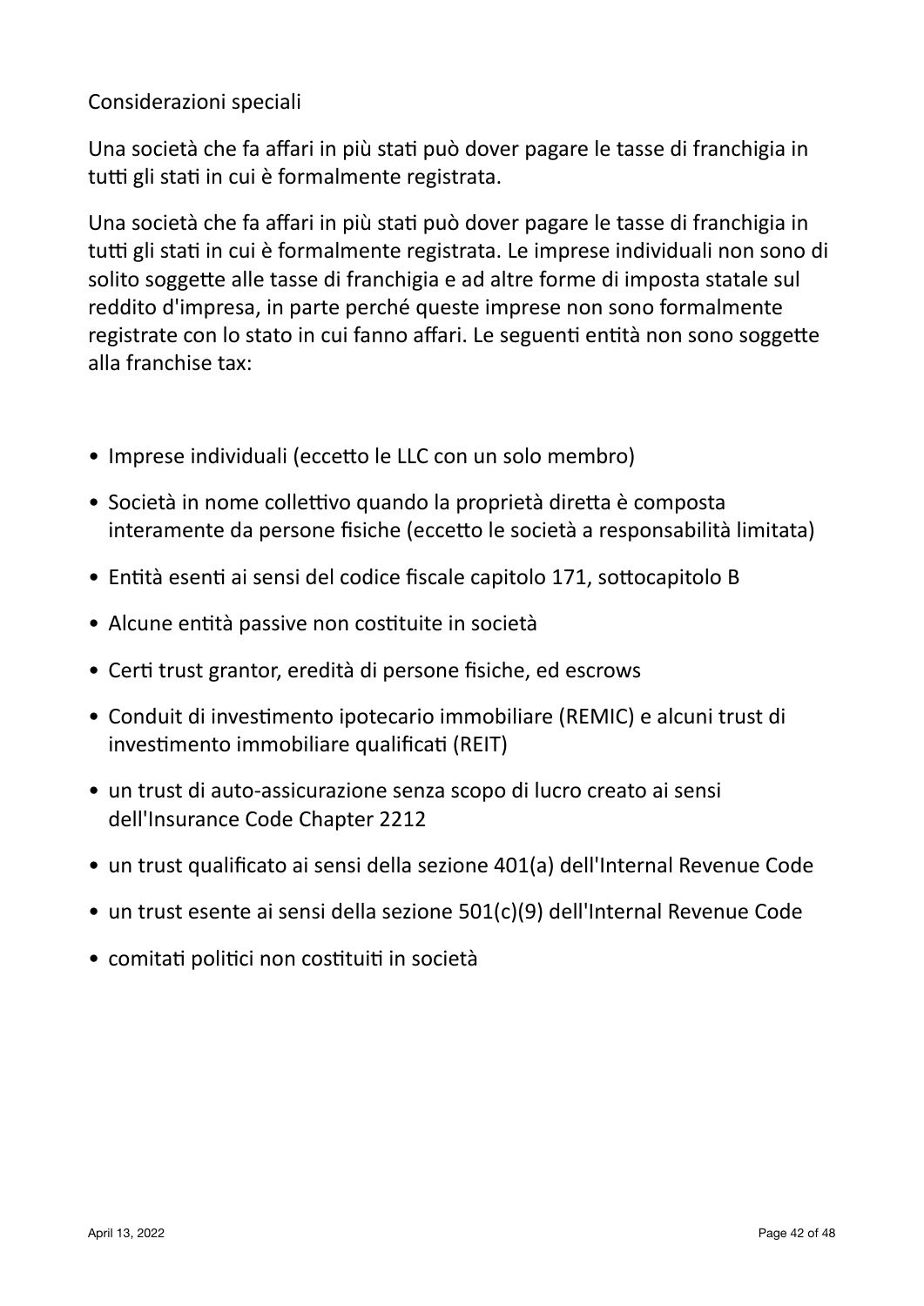Considerazioni speciali

Una società che fa affari in più stati può dover pagare le tasse di franchigia in tutti gli stati in cui è formalmente registrata.

Una società che fa affari in più stati può dover pagare le tasse di franchigia in tutti gli stati in cui è formalmente registrata. Le imprese individuali non sono di solito soggette alle tasse di franchigia e ad altre forme di imposta statale sul reddito d'impresa, in parte perché queste imprese non sono formalmente registrate con lo stato in cui fanno affari. Le seguenti entità non sono soggette alla franchise tax:

- Imprese individuali (eccetto le LLC con un solo membro)
- Società in nome collettivo quando la proprietà diretta è composta interamente da persone fisiche (eccetto le società a responsabilità limitata)
- Entità esenti ai sensi del codice fiscale capitolo 171, sottocapitolo B
- Alcune entità passive non costituite in società
- Certi trust grantor, eredità di persone fisiche, ed escrows
- Conduit di investimento ipotecario immobiliare (REMIC) e alcuni trust di investimento immobiliare qualificati (REIT)
- un trust di auto-assicurazione senza scopo di lucro creato ai sensi dell'Insurance Code Chapter 2212
- un trust qualificato ai sensi della sezione 401(a) dell'Internal Revenue Code
- un trust esente ai sensi della sezione 501(c)(9) dell'Internal Revenue Code
- comitati politici non costituiti in società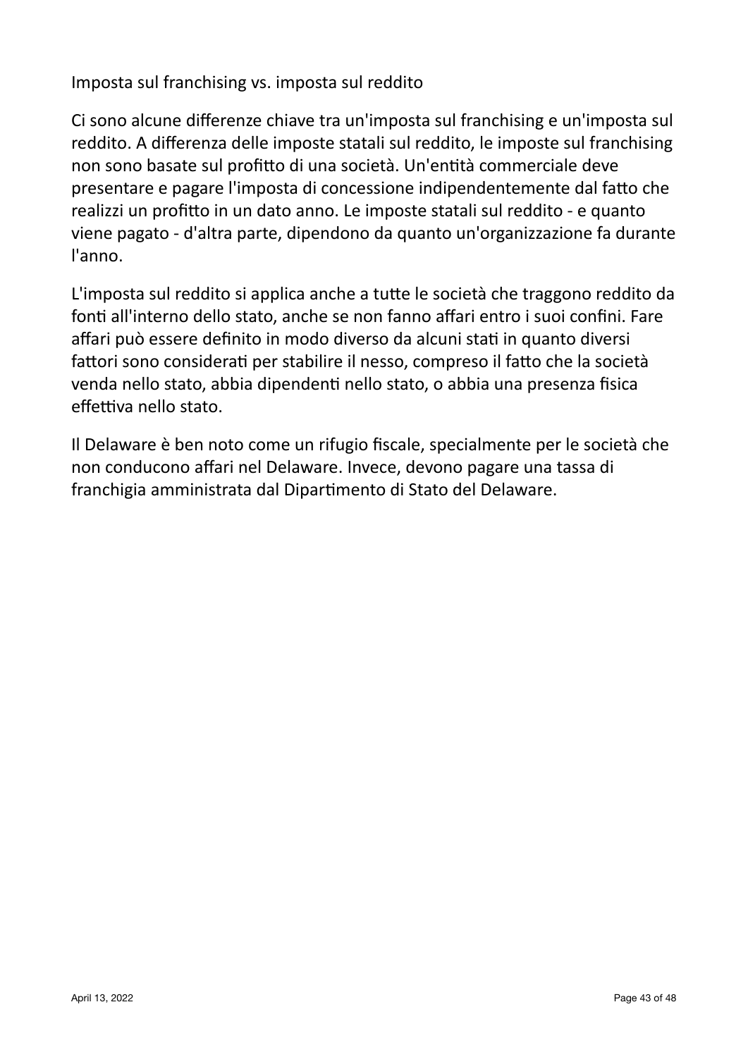## Imposta sul franchising vs. imposta sul reddito

Ci sono alcune differenze chiave tra un'imposta sul franchising e un'imposta sul reddito. A differenza delle imposte statali sul reddito, le imposte sul franchising non sono basate sul profitto di una società. Un'entità commerciale deve presentare e pagare l'imposta di concessione indipendentemente dal fatto che realizzi un profitto in un dato anno. Le imposte statali sul reddito - e quanto viene pagato - d'altra parte, dipendono da quanto un'organizzazione fa durante l'anno.

L'imposta sul reddito si applica anche a tutte le società che traggono reddito da fonti all'interno dello stato, anche se non fanno affari entro i suoi confini. Fare affari può essere definito in modo diverso da alcuni stati in quanto diversi fattori sono considerati per stabilire il nesso, compreso il fatto che la società venda nello stato, abbia dipendenti nello stato, o abbia una presenza fisica effettiva nello stato.

Il Delaware è ben noto come un rifugio fiscale, specialmente per le società che non conducono affari nel Delaware. Invece, devono pagare una tassa di franchigia amministrata dal Dipartimento di Stato del Delaware.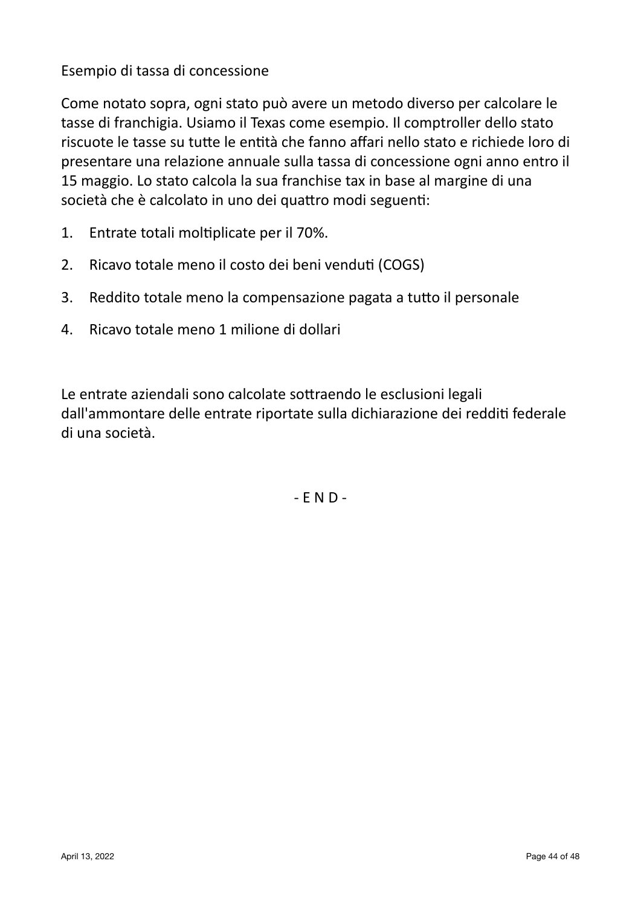## Esempio di tassa di concessione

Come notato sopra, ogni stato può avere un metodo diverso per calcolare le tasse di franchigia. Usiamo il Texas come esempio. Il comptroller dello stato riscuote le tasse su tutte le entità che fanno affari nello stato e richiede loro di presentare una relazione annuale sulla tassa di concessione ogni anno entro il 15 maggio. Lo stato calcola la sua franchise tax in base al margine di una società che è calcolato in uno dei quattro modi seguenti:

1. Entrate totali moltiplicate per il 70%.
2. Ricavo totale meno il costo dei beni venduti (COGS)
3. Reddito totale meno la compensazione pagata a tutto il personale
4. Ricavo totale meno 1 milione di dollari

Le entrate aziendali sono calcolate sottraendo le esclusioni legali dall'ammontare delle entrate riportate sulla dichiarazione dei redditi federale di una società.

- E N D -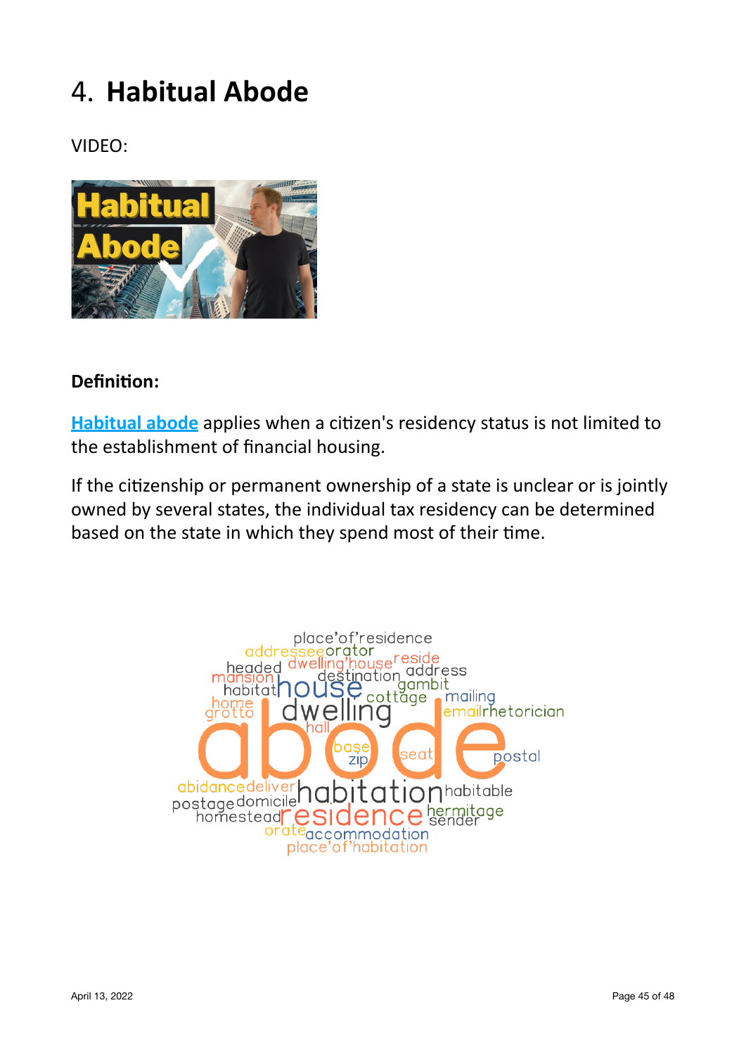# 4. **Habitual Abode**

VIDEO:

**Definition:**

**Habitual abode** applies when a citizen's residency status is not limited to the establishment of financial housing.

If the citizenship or permanent ownership of a state is unclear or is jointly owned by several states, the individual tax residency can be determined based on the state in which they spend most of their time.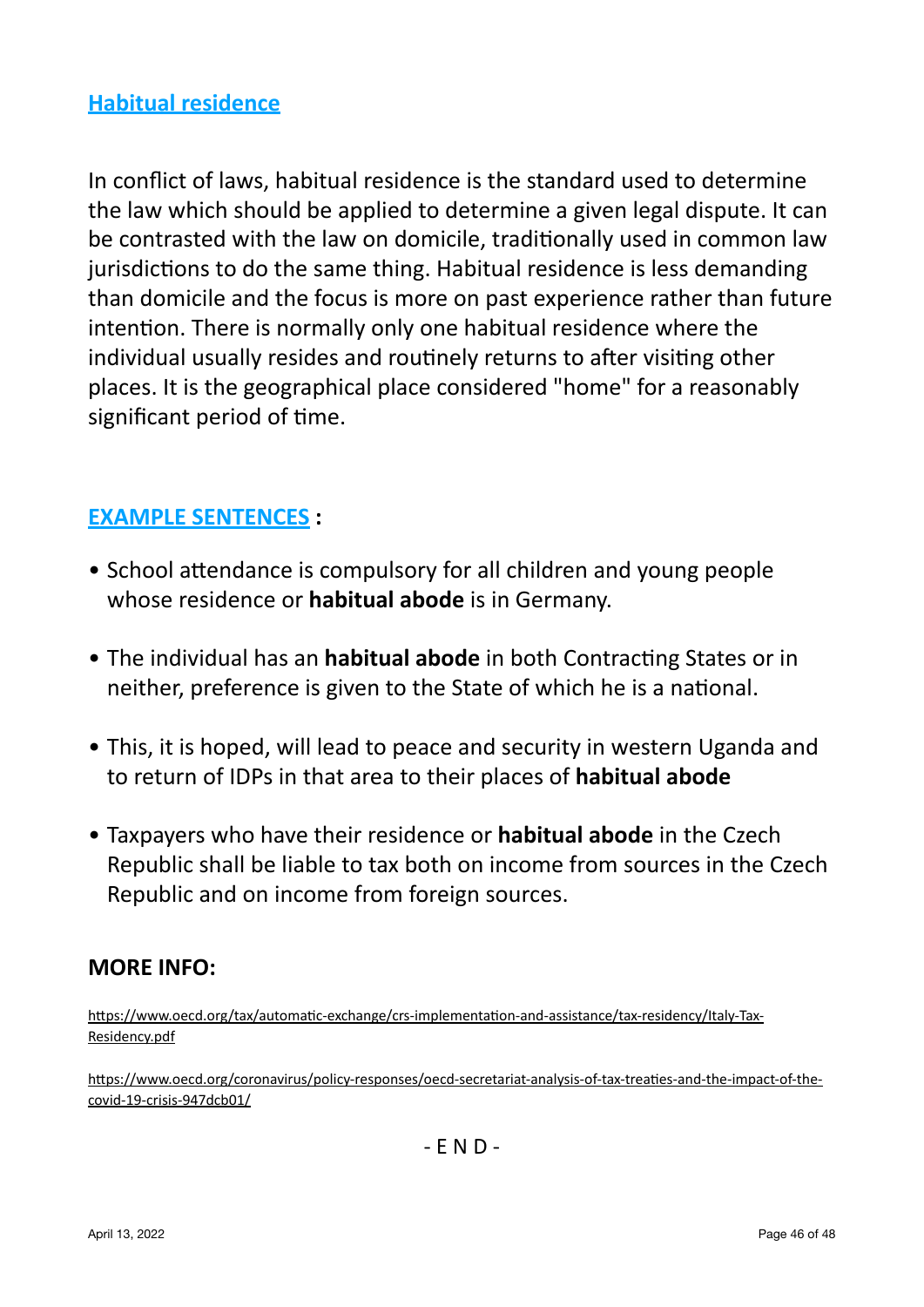## [Habitual residence]()

In conflict of laws, habitual residence is the standard used to determine the law which should be applied to determine a given legal dispute. It can be contrasted with the law on domicile, traditionally used in common law jurisdictions to do the same thing. Habitual residence is less demanding than domicile and the focus is more on past experience rather than future intention. There is normally only one habitual residence where the individual usually resides and routinely returns to after visiting other places. It is the geographical place considered "home" for a reasonably significant period of time.

## [EXAMPLE SENTENCES]() :

- School attendance is compulsory for all children and young people whose residence or **habitual abode** is in Germany.
- The individual has an **habitual abode** in both Contracting States or in neither, preference is given to the State of which he is a national.
- This, it is hoped, will lead to peace and security in western Uganda and to return of IDPs in that area to their places of **habitual abode**
- Taxpayers who have their residence or **habitual abode** in the Czech Republic shall be liable to tax both on income from sources in the Czech Republic and on income from foreign sources.

## MORE INFO:

https://www.oecd.org/tax/automatic-exchange/crs-implementation-and-assistance/tax-residency/Italy-Tax-Residency.pdf

https://www.oecd.org/coronavirus/policy-responses/oecd-secretariat-analysis-of-tax-treaties-and-the-impact-of-the-covid-19-crisis-947dcb01/

- E N D -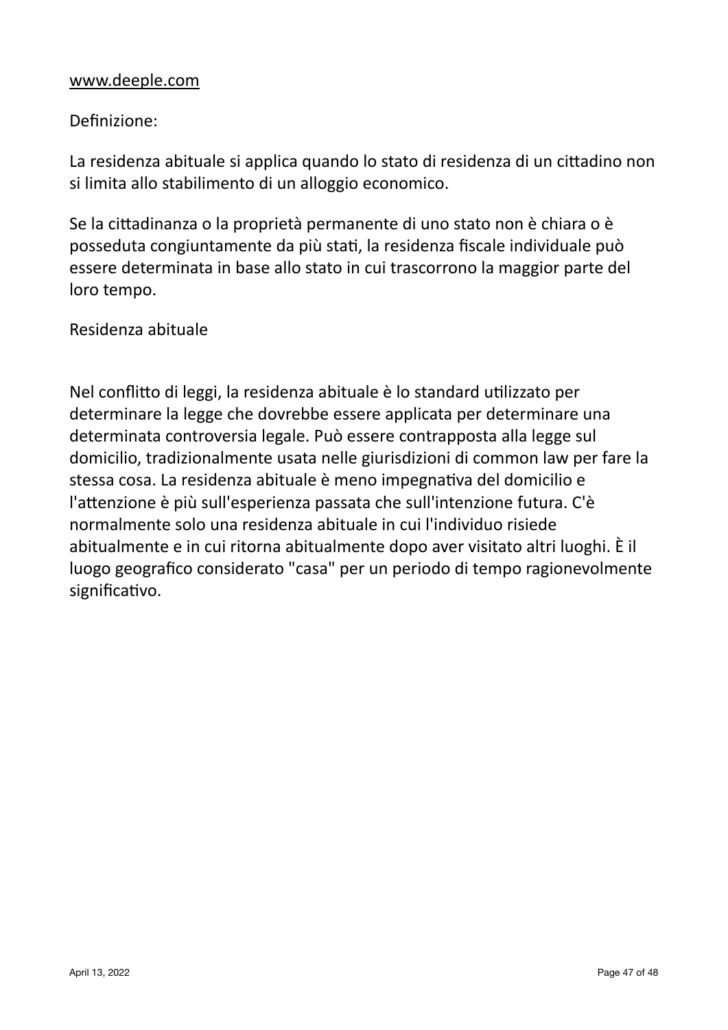www.deeple.com

Definizione:

La residenza abituale si applica quando lo stato di residenza di un cittadino non si limita allo stabilimento di un alloggio economico.

Se la cittadinanza o la proprietà permanente di uno stato non è chiara o è posseduta congiuntamente da più stati, la residenza fiscale individuale può essere determinata in base allo stato in cui trascorrono la maggior parte del loro tempo.

Residenza abituale

Nel conflitto di leggi, la residenza abituale è lo standard utilizzato per determinare la legge che dovrebbe essere applicata per determinare una determinata controversia legale. Può essere contrapposta alla legge sul domicilio, tradizionalmente usata nelle giurisdizioni di common law per fare la stessa cosa. La residenza abituale è meno impegnativa del domicilio e l'attenzione è più sull'esperienza passata che sull'intenzione futura. C'è normalmente solo una residenza abituale in cui l'individuo risiede abitualmente e in cui ritorna abitualmente dopo aver visitato altri luoghi. È il luogo geografico considerato "casa" per un periodo di tempo ragionevolmente significativo.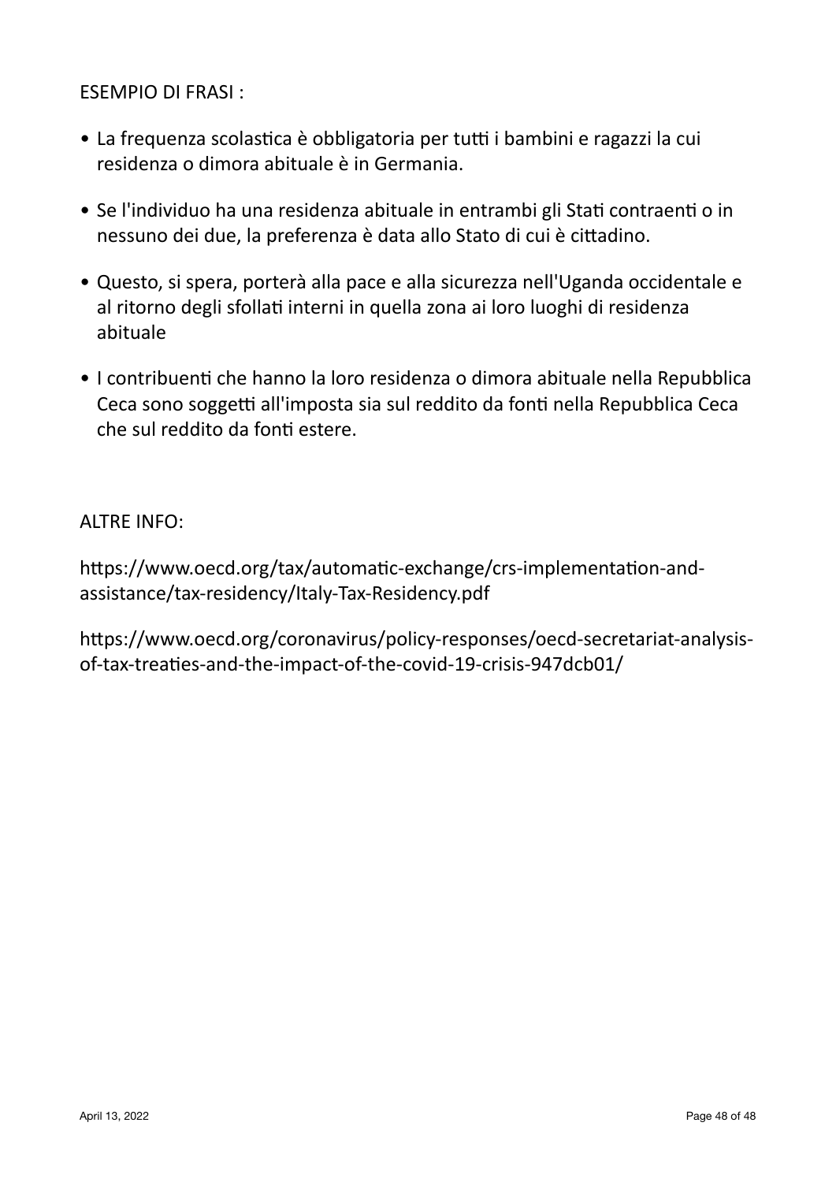ESEMPIO DI FRASI :

- La frequenza scolastica è obbligatoria per tutti i bambini e ragazzi la cui residenza o dimora abituale è in Germania.
- Se l'individuo ha una residenza abituale in entrambi gli Stati contraenti o in nessuno dei due, la preferenza è data allo Stato di cui è cittadino.
- Questo, si spera, porterà alla pace e alla sicurezza nell'Uganda occidentale e al ritorno degli sfollati interni in quella zona ai loro luoghi di residenza abituale
- I contribuenti che hanno la loro residenza o dimora abituale nella Repubblica Ceca sono soggetti all'imposta sia sul reddito da fonti nella Repubblica Ceca che sul reddito da fonti estere.

ALTRE INFO:

https://www.oecd.org/tax/automatic-exchange/crs-implementation-and-assistance/tax-residency/Italy-Tax-Residency.pdf

https://www.oecd.org/coronavirus/policy-responses/oecd-secretariat-analysis-of-tax-treaties-and-the-impact-of-the-covid-19-crisis-947dcb01/